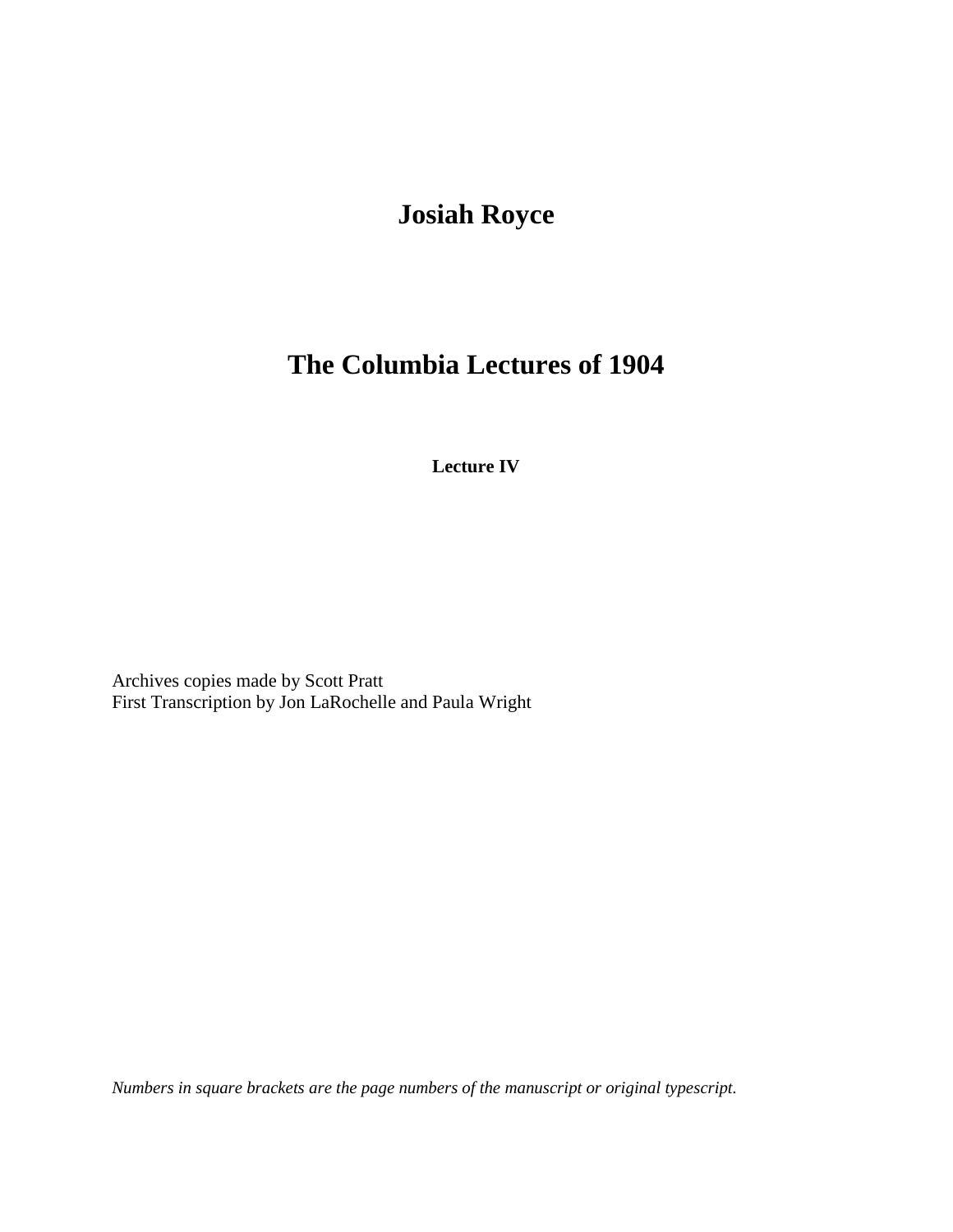# Josiah Royce

# The Columbia Lectures of 1904

### Lecture IV

Archives copies made by Scott Pratt
First Transcription by Jon LaRochelle and Paula Wright

*Numbers in square brackets are the page numbers of the manuscript or original typescript.*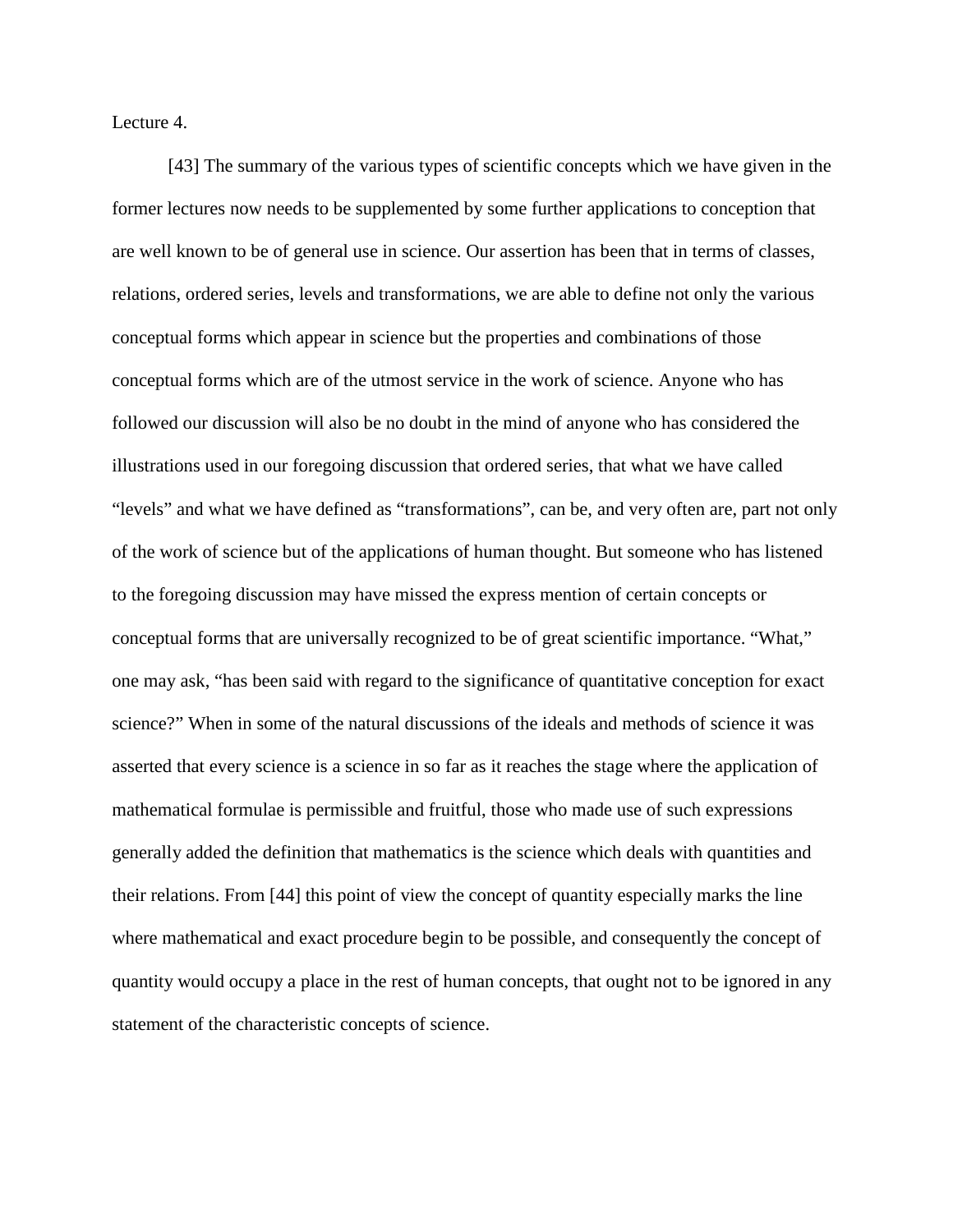Lecture 4.

[43] The summary of the various types of scientific concepts which we have given in the former lectures now needs to be supplemented by some further applications to conception that are well known to be of general use in science. Our assertion has been that in terms of classes, relations, ordered series, levels and transformations, we are able to define not only the various conceptual forms which appear in science but the properties and combinations of those conceptual forms which are of the utmost service in the work of science. Anyone who has followed our discussion will also be no doubt in the mind of anyone who has considered the illustrations used in our foregoing discussion that ordered series, that what we have called "levels" and what we have defined as "transformations", can be, and very often are, part not only of the work of science but of the applications of human thought. But someone who has listened to the foregoing discussion may have missed the express mention of certain concepts or conceptual forms that are universally recognized to be of great scientific importance. "What," one may ask, "has been said with regard to the significance of quantitative conception for exact science?" When in some of the natural discussions of the ideals and methods of science it was asserted that every science is a science in so far as it reaches the stage where the application of mathematical formulae is permissible and fruitful, those who made use of such expressions generally added the definition that mathematics is the science which deals with quantities and their relations. From [44] this point of view the concept of quantity especially marks the line where mathematical and exact procedure begin to be possible, and consequently the concept of quantity would occupy a place in the rest of human concepts, that ought not to be ignored in any statement of the characteristic concepts of science.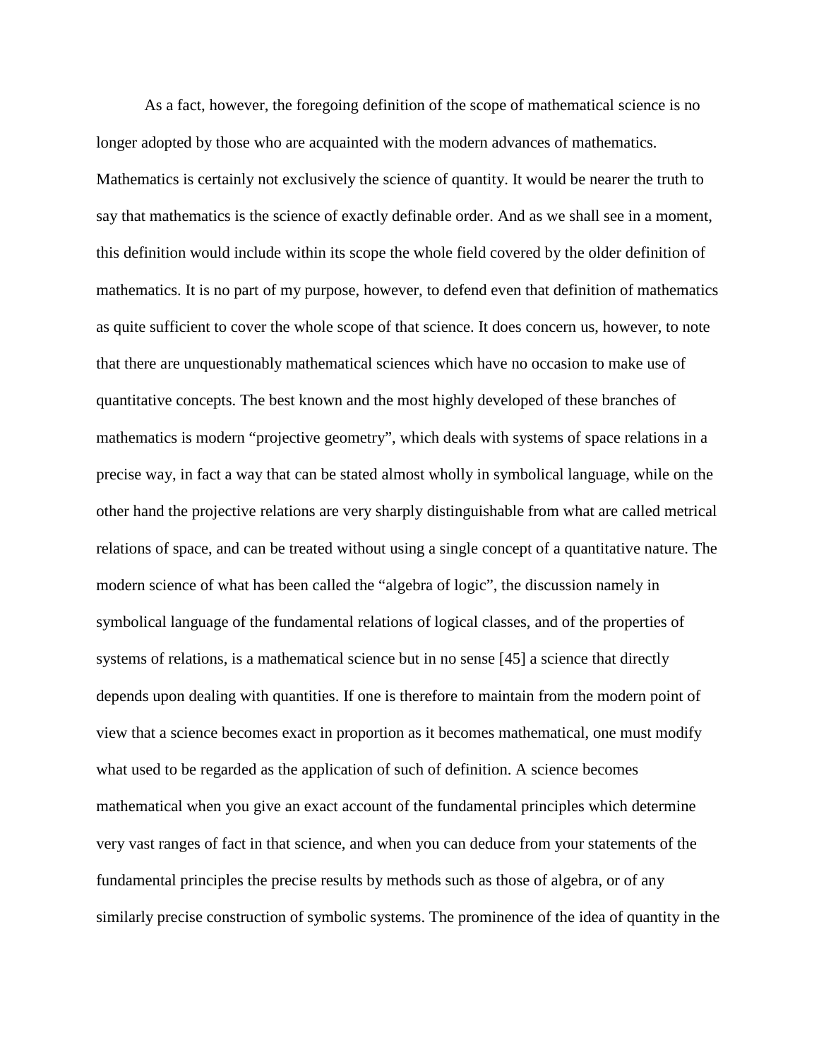As a fact, however, the foregoing definition of the scope of mathematical science is no longer adopted by those who are acquainted with the modern advances of mathematics. Mathematics is certainly not exclusively the science of quantity. It would be nearer the truth to say that mathematics is the science of exactly definable order. And as we shall see in a moment, this definition would include within its scope the whole field covered by the older definition of mathematics. It is no part of my purpose, however, to defend even that definition of mathematics as quite sufficient to cover the whole scope of that science. It does concern us, however, to note that there are unquestionably mathematical sciences which have no occasion to make use of quantitative concepts. The best known and the most highly developed of these branches of mathematics is modern "projective geometry", which deals with systems of space relations in a precise way, in fact a way that can be stated almost wholly in symbolical language, while on the other hand the projective relations are very sharply distinguishable from what are called metrical relations of space, and can be treated without using a single concept of a quantitative nature. The modern science of what has been called the "algebra of logic", the discussion namely in symbolical language of the fundamental relations of logical classes, and of the properties of systems of relations, is a mathematical science but in no sense [45] a science that directly depends upon dealing with quantities. If one is therefore to maintain from the modern point of view that a science becomes exact in proportion as it becomes mathematical, one must modify what used to be regarded as the application of such of definition. A science becomes mathematical when you give an exact account of the fundamental principles which determine very vast ranges of fact in that science, and when you can deduce from your statements of the fundamental principles the precise results by methods such as those of algebra, or of any similarly precise construction of symbolic systems. The prominence of the idea of quantity in the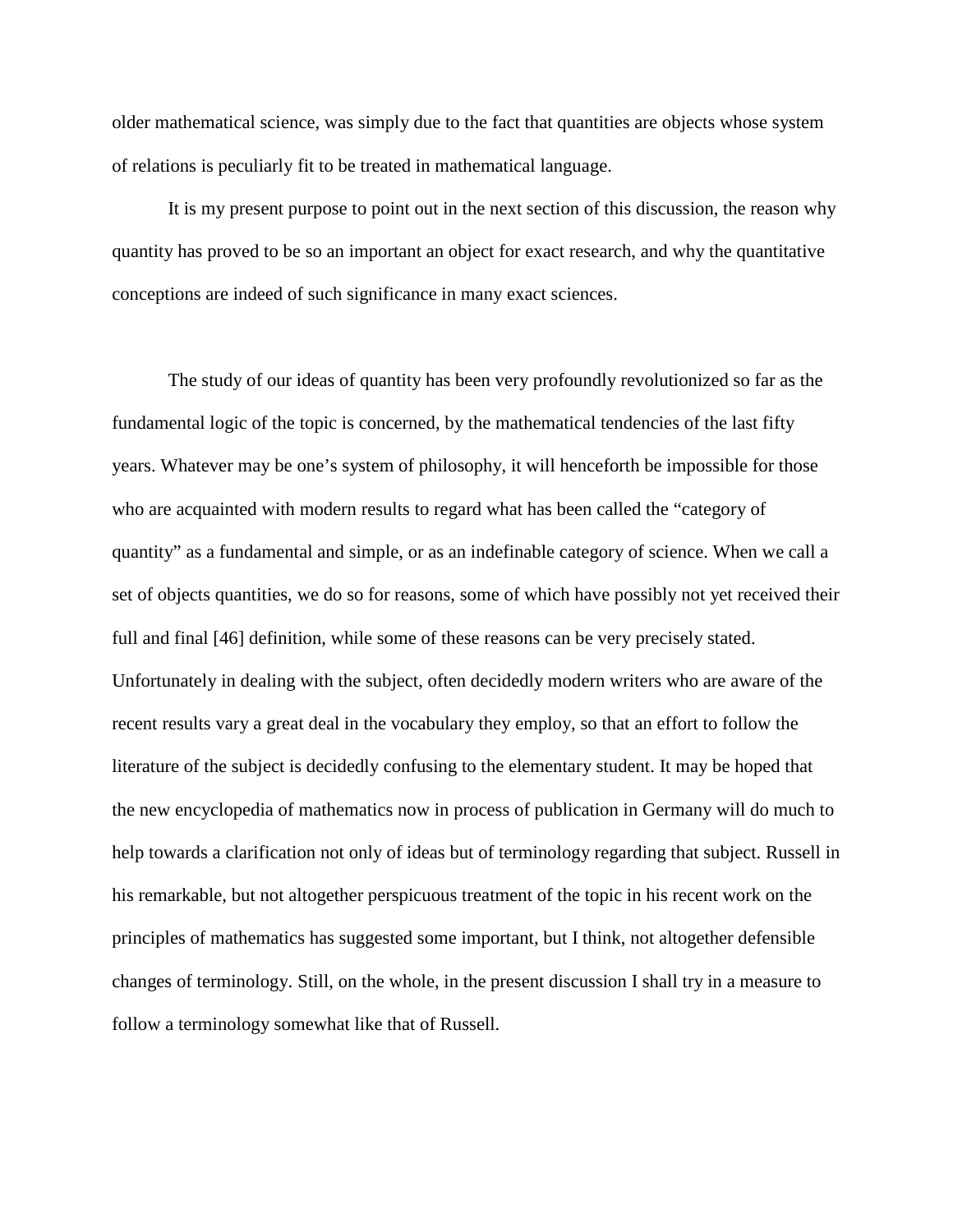older mathematical science, was simply due to the fact that quantities are objects whose system of relations is peculiarly fit to be treated in mathematical language.

It is my present purpose to point out in the next section of this discussion, the reason why quantity has proved to be so an important an object for exact research, and why the quantitative conceptions are indeed of such significance in many exact sciences.

The study of our ideas of quantity has been very profoundly revolutionized so far as the fundamental logic of the topic is concerned, by the mathematical tendencies of the last fifty years. Whatever may be one's system of philosophy, it will henceforth be impossible for those who are acquainted with modern results to regard what has been called the "category of quantity" as a fundamental and simple, or as an indefinable category of science. When we call a set of objects quantities, we do so for reasons, some of which have possibly not yet received their full and final [46] definition, while some of these reasons can be very precisely stated. Unfortunately in dealing with the subject, often decidedly modern writers who are aware of the recent results vary a great deal in the vocabulary they employ, so that an effort to follow the literature of the subject is decidedly confusing to the elementary student. It may be hoped that the new encyclopedia of mathematics now in process of publication in Germany will do much to help towards a clarification not only of ideas but of terminology regarding that subject. Russell in his remarkable, but not altogether perspicuous treatment of the topic in his recent work on the principles of mathematics has suggested some important, but I think, not altogether defensible changes of terminology. Still, on the whole, in the present discussion I shall try in a measure to follow a terminology somewhat like that of Russell.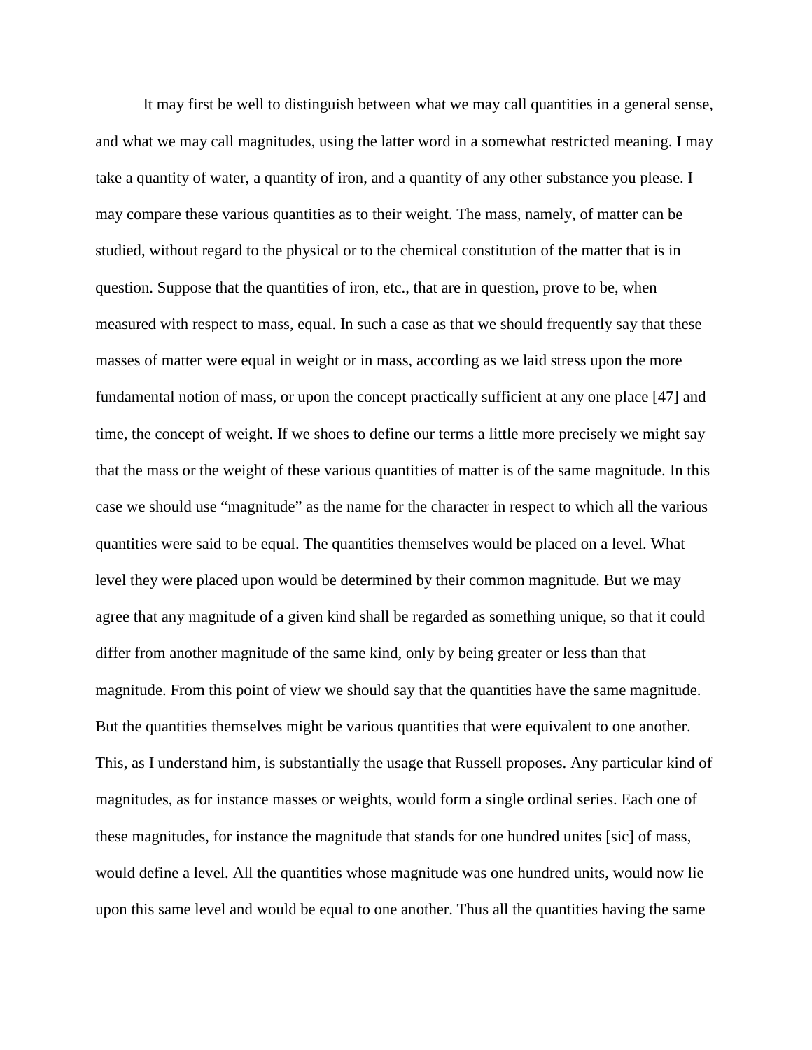It may first be well to distinguish between what we may call quantities in a general sense, and what we may call magnitudes, using the latter word in a somewhat restricted meaning. I may take a quantity of water, a quantity of iron, and a quantity of any other substance you please. I may compare these various quantities as to their weight. The mass, namely, of matter can be studied, without regard to the physical or to the chemical constitution of the matter that is in question. Suppose that the quantities of iron, etc., that are in question, prove to be, when measured with respect to mass, equal. In such a case as that we should frequently say that these masses of matter were equal in weight or in mass, according as we laid stress upon the more fundamental notion of mass, or upon the concept practically sufficient at any one place [47] and time, the concept of weight. If we shoes to define our terms a little more precisely we might say that the mass or the weight of these various quantities of matter is of the same magnitude. In this case we should use "magnitude" as the name for the character in respect to which all the various quantities were said to be equal. The quantities themselves would be placed on a level. What level they were placed upon would be determined by their common magnitude. But we may agree that any magnitude of a given kind shall be regarded as something unique, so that it could differ from another magnitude of the same kind, only by being greater or less than that magnitude. From this point of view we should say that the quantities have the same magnitude. But the quantities themselves might be various quantities that were equivalent to one another. This, as I understand him, is substantially the usage that Russell proposes. Any particular kind of magnitudes, as for instance masses or weights, would form a single ordinal series. Each one of these magnitudes, for instance the magnitude that stands for one hundred unites [sic] of mass, would define a level. All the quantities whose magnitude was one hundred units, would now lie upon this same level and would be equal to one another. Thus all the quantities having the same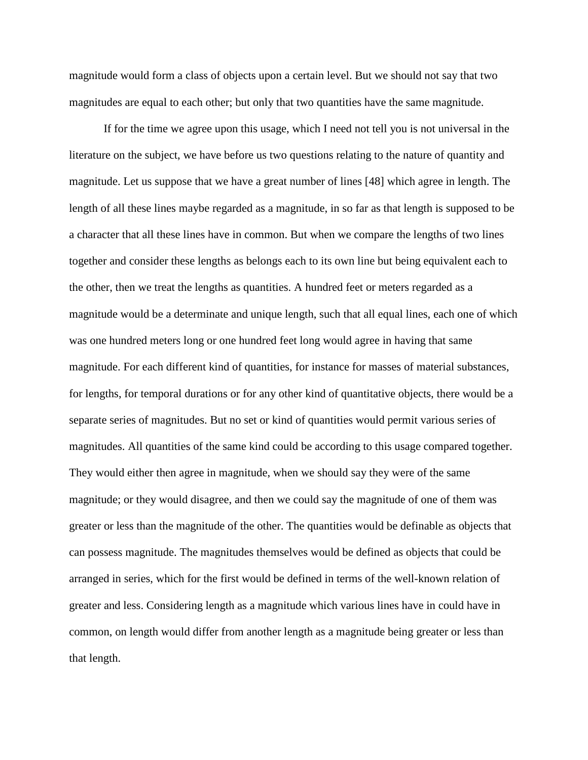magnitude would form a class of objects upon a certain level. But we should not say that two magnitudes are equal to each other; but only that two quantities have the same magnitude.

If for the time we agree upon this usage, which I need not tell you is not universal in the literature on the subject, we have before us two questions relating to the nature of quantity and magnitude. Let us suppose that we have a great number of lines [48] which agree in length. The length of all these lines maybe regarded as a magnitude, in so far as that length is supposed to be a character that all these lines have in common. But when we compare the lengths of two lines together and consider these lengths as belongs each to its own line but being equivalent each to the other, then we treat the lengths as quantities. A hundred feet or meters regarded as a magnitude would be a determinate and unique length, such that all equal lines, each one of which was one hundred meters long or one hundred feet long would agree in having that same magnitude. For each different kind of quantities, for instance for masses of material substances, for lengths, for temporal durations or for any other kind of quantitative objects, there would be a separate series of magnitudes. But no set or kind of quantities would permit various series of magnitudes. All quantities of the same kind could be according to this usage compared together. They would either then agree in magnitude, when we should say they were of the same magnitude; or they would disagree, and then we could say the magnitude of one of them was greater or less than the magnitude of the other. The quantities would be definable as objects that can possess magnitude. The magnitudes themselves would be defined as objects that could be arranged in series, which for the first would be defined in terms of the well-known relation of greater and less. Considering length as a magnitude which various lines have in could have in common, on length would differ from another length as a magnitude being greater or less than that length.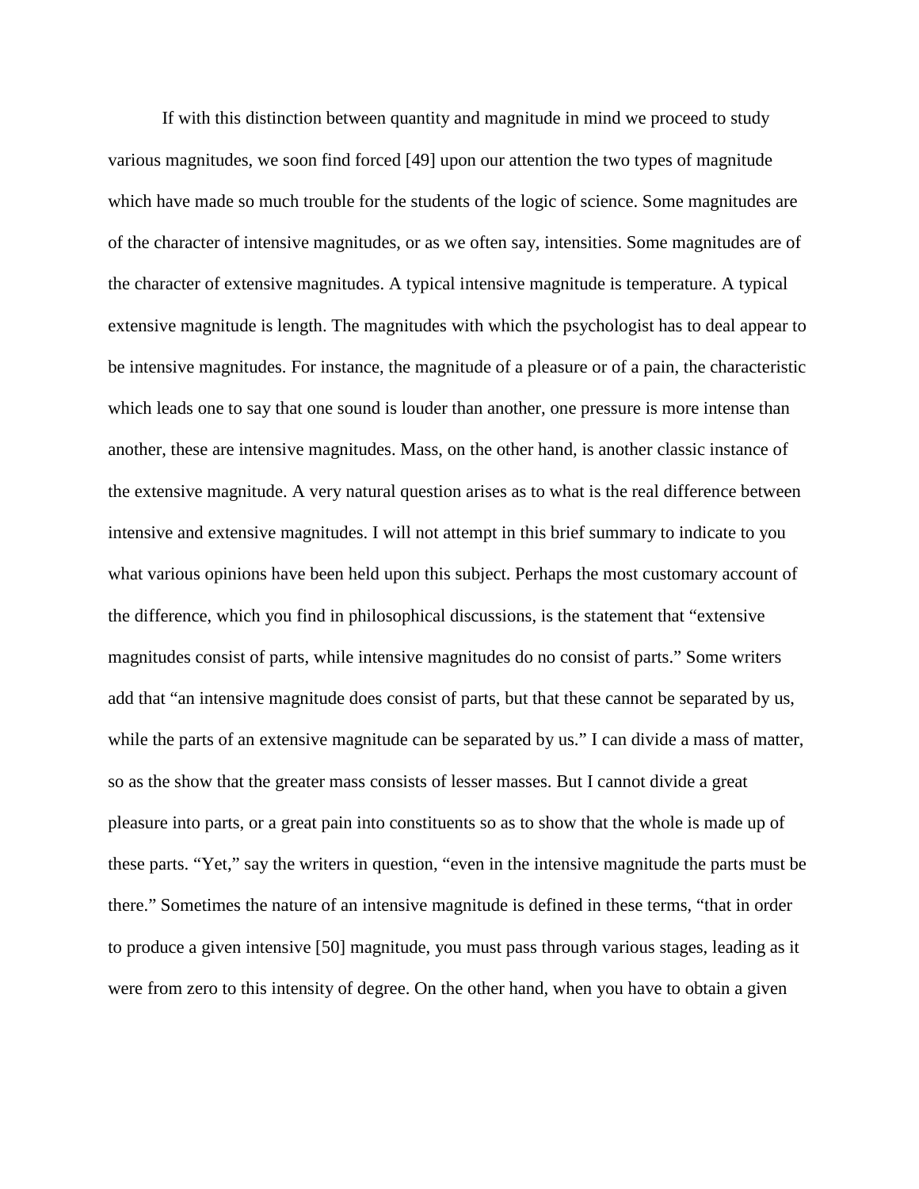If with this distinction between quantity and magnitude in mind we proceed to study various magnitudes, we soon find forced [49] upon our attention the two types of magnitude which have made so much trouble for the students of the logic of science. Some magnitudes are of the character of intensive magnitudes, or as we often say, intensities. Some magnitudes are of the character of extensive magnitudes. A typical intensive magnitude is temperature. A typical extensive magnitude is length. The magnitudes with which the psychologist has to deal appear to be intensive magnitudes. For instance, the magnitude of a pleasure or of a pain, the characteristic which leads one to say that one sound is louder than another, one pressure is more intense than another, these are intensive magnitudes. Mass, on the other hand, is another classic instance of the extensive magnitude. A very natural question arises as to what is the real difference between intensive and extensive magnitudes. I will not attempt in this brief summary to indicate to you what various opinions have been held upon this subject. Perhaps the most customary account of the difference, which you find in philosophical discussions, is the statement that "extensive magnitudes consist of parts, while intensive magnitudes do no consist of parts." Some writers add that "an intensive magnitude does consist of parts, but that these cannot be separated by us, while the parts of an extensive magnitude can be separated by us." I can divide a mass of matter, so as the show that the greater mass consists of lesser masses. But I cannot divide a great pleasure into parts, or a great pain into constituents so as to show that the whole is made up of these parts. "Yet," say the writers in question, "even in the intensive magnitude the parts must be there." Sometimes the nature of an intensive magnitude is defined in these terms, "that in order to produce a given intensive [50] magnitude, you must pass through various stages, leading as it were from zero to this intensity of degree. On the other hand, when you have to obtain a given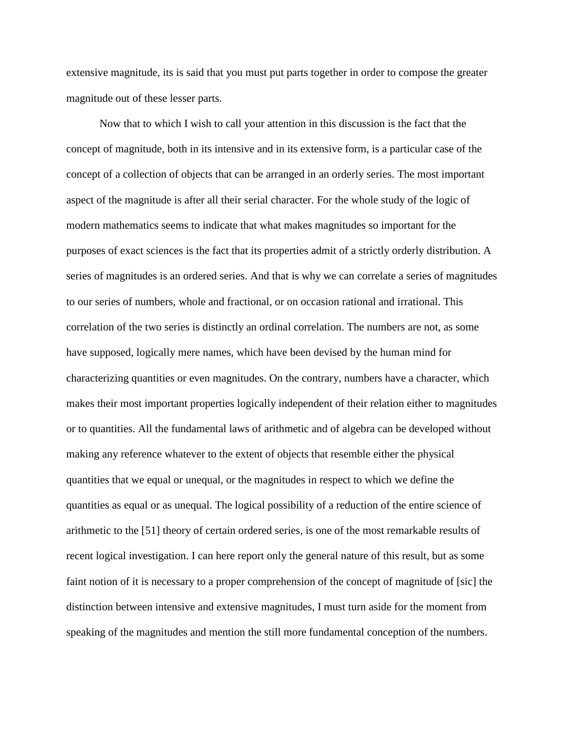extensive magnitude, its is said that you must put parts together in order to compose the greater magnitude out of these lesser parts.

Now that to which I wish to call your attention in this discussion is the fact that the concept of magnitude, both in its intensive and in its extensive form, is a particular case of the concept of a collection of objects that can be arranged in an orderly series. The most important aspect of the magnitude is after all their serial character. For the whole study of the logic of modern mathematics seems to indicate that what makes magnitudes so important for the purposes of exact sciences is the fact that its properties admit of a strictly orderly distribution. A series of magnitudes is an ordered series. And that is why we can correlate a series of magnitudes to our series of numbers, whole and fractional, or on occasion rational and irrational. This correlation of the two series is distinctly an ordinal correlation. The numbers are not, as some have supposed, logically mere names, which have been devised by the human mind for characterizing quantities or even magnitudes. On the contrary, numbers have a character, which makes their most important properties logically independent of their relation either to magnitudes or to quantities. All the fundamental laws of arithmetic and of algebra can be developed without making any reference whatever to the extent of objects that resemble either the physical quantities that we equal or unequal, or the magnitudes in respect to which we define the quantities as equal or as unequal. The logical possibility of a reduction of the entire science of arithmetic to the [51] theory of certain ordered series, is one of the most remarkable results of recent logical investigation. I can here report only the general nature of this result, but as some faint notion of it is necessary to a proper comprehension of the concept of magnitude of [sic] the distinction between intensive and extensive magnitudes, I must turn aside for the moment from speaking of the magnitudes and mention the still more fundamental conception of the numbers.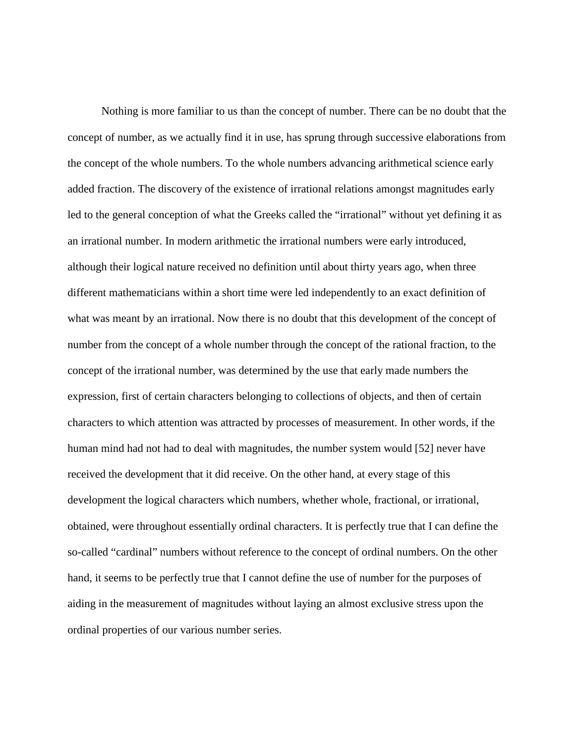Nothing is more familiar to us than the concept of number. There can be no doubt that the concept of number, as we actually find it in use, has sprung through successive elaborations from the concept of the whole numbers. To the whole numbers advancing arithmetical science early added fraction. The discovery of the existence of irrational relations amongst magnitudes early led to the general conception of what the Greeks called the "irrational" without yet defining it as an irrational number. In modern arithmetic the irrational numbers were early introduced, although their logical nature received no definition until about thirty years ago, when three different mathematicians within a short time were led independently to an exact definition of what was meant by an irrational. Now there is no doubt that this development of the concept of number from the concept of a whole number through the concept of the rational fraction, to the concept of the irrational number, was determined by the use that early made numbers the expression, first of certain characters belonging to collections of objects, and then of certain characters to which attention was attracted by processes of measurement. In other words, if the human mind had not had to deal with magnitudes, the number system would [52] never have received the development that it did receive. On the other hand, at every stage of this development the logical characters which numbers, whether whole, fractional, or irrational, obtained, were throughout essentially ordinal characters. It is perfectly true that I can define the so-called "cardinal" numbers without reference to the concept of ordinal numbers. On the other hand, it seems to be perfectly true that I cannot define the use of number for the purposes of aiding in the measurement of magnitudes without laying an almost exclusive stress upon the ordinal properties of our various number series.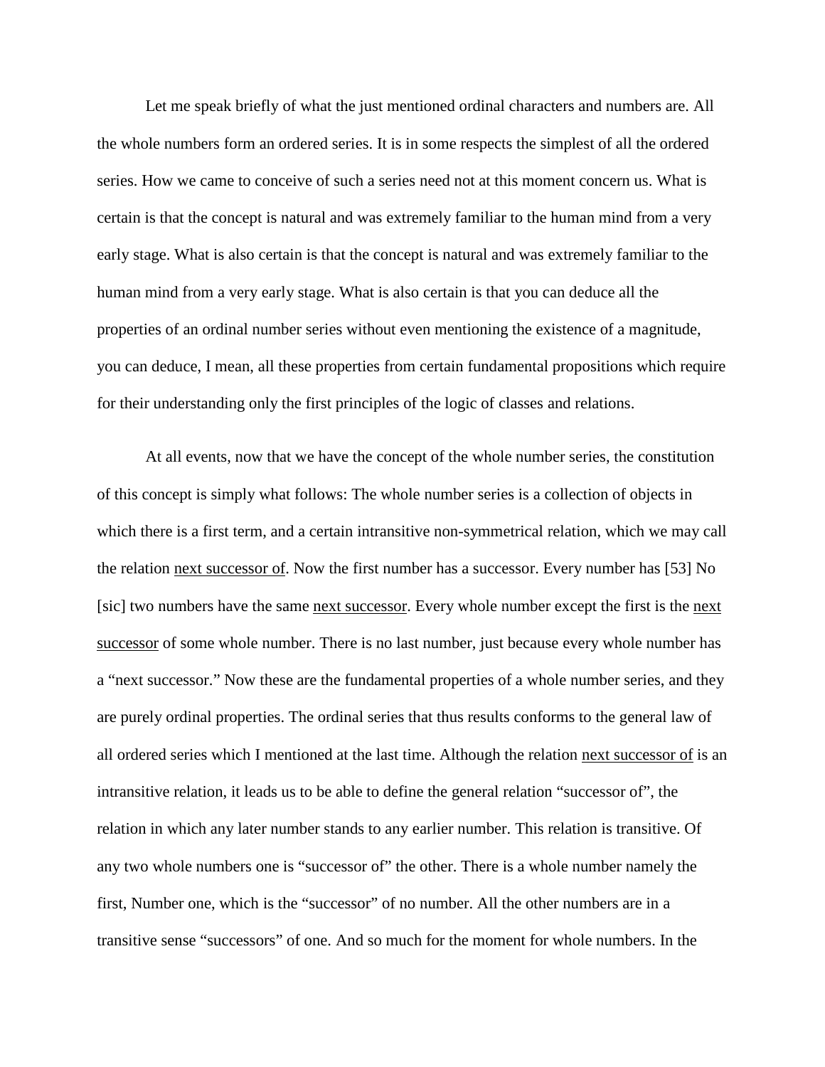Let me speak briefly of what the just mentioned ordinal characters and numbers are. All the whole numbers form an ordered series. It is in some respects the simplest of all the ordered series. How we came to conceive of such a series need not at this moment concern us. What is certain is that the concept is natural and was extremely familiar to the human mind from a very early stage. What is also certain is that the concept is natural and was extremely familiar to the human mind from a very early stage. What is also certain is that you can deduce all the properties of an ordinal number series without even mentioning the existence of a magnitude, you can deduce, I mean, all these properties from certain fundamental propositions which require for their understanding only the first principles of the logic of classes and relations.

At all events, now that we have the concept of the whole number series, the constitution of this concept is simply what follows: The whole number series is a collection of objects in which there is a first term, and a certain intransitive non-symmetrical relation, which we may call the relation <u>next successor of</u>. Now the first number has a successor. Every number has [53] No [sic] two numbers have the same <u>next successor</u>. Every whole number except the first is the <u>next successor</u> of some whole number. There is no last number, just because every whole number has a "next successor." Now these are the fundamental properties of a whole number series, and they are purely ordinal properties. The ordinal series that thus results conforms to the general law of all ordered series which I mentioned at the last time. Although the relation <u>next successor of</u> is an intransitive relation, it leads us to be able to define the general relation "successor of", the relation in which any later number stands to any earlier number. This relation is transitive. Of any two whole numbers one is "successor of" the other. There is a whole number namely the first, Number one, which is the "successor" of no number. All the other numbers are in a transitive sense "successors" of one. And so much for the moment for whole numbers. In the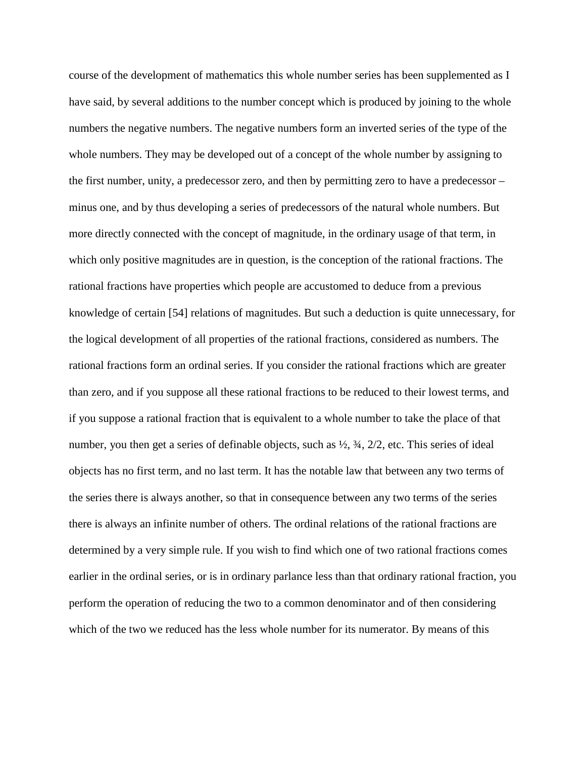course of the development of mathematics this whole number series has been supplemented as I have said, by several additions to the number concept which is produced by joining to the whole numbers the negative numbers. The negative numbers form an inverted series of the type of the whole numbers. They may be developed out of a concept of the whole number by assigning to the first number, unity, a predecessor zero, and then by permitting zero to have a predecessor – minus one, and by thus developing a series of predecessors of the natural whole numbers. But more directly connected with the concept of magnitude, in the ordinary usage of that term, in which only positive magnitudes are in question, is the conception of the rational fractions. The rational fractions have properties which people are accustomed to deduce from a previous knowledge of certain [54] relations of magnitudes. But such a deduction is quite unnecessary, for the logical development of all properties of the rational fractions, considered as numbers. The rational fractions form an ordinal series. If you consider the rational fractions which are greater than zero, and if you suppose all these rational fractions to be reduced to their lowest terms, and if you suppose a rational fraction that is equivalent to a whole number to take the place of that number, you then get a series of definable objects, such as ½, ¾, 2/2, etc. This series of ideal objects has no first term, and no last term. It has the notable law that between any two terms of the series there is always another, so that in consequence between any two terms of the series there is always an infinite number of others. The ordinal relations of the rational fractions are determined by a very simple rule. If you wish to find which one of two rational fractions comes earlier in the ordinal series, or is in ordinary parlance less than that ordinary rational fraction, you perform the operation of reducing the two to a common denominator and of then considering which of the two we reduced has the less whole number for its numerator. By means of this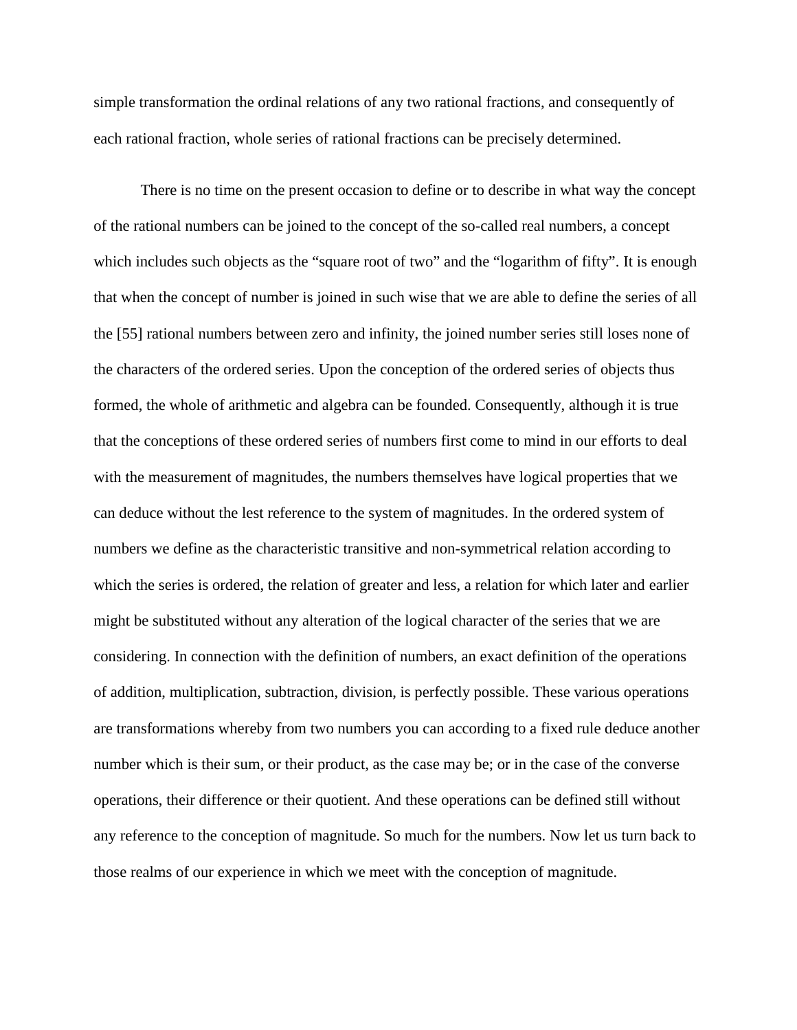simple transformation the ordinal relations of any two rational fractions, and consequently of each rational fraction, whole series of rational fractions can be precisely determined.

There is no time on the present occasion to define or to describe in what way the concept of the rational numbers can be joined to the concept of the so-called real numbers, a concept which includes such objects as the "square root of two" and the "logarithm of fifty". It is enough that when the concept of number is joined in such wise that we are able to define the series of all the [55] rational numbers between zero and infinity, the joined number series still loses none of the characters of the ordered series. Upon the conception of the ordered series of objects thus formed, the whole of arithmetic and algebra can be founded. Consequently, although it is true that the conceptions of these ordered series of numbers first come to mind in our efforts to deal with the measurement of magnitudes, the numbers themselves have logical properties that we can deduce without the lest reference to the system of magnitudes. In the ordered system of numbers we define as the characteristic transitive and non-symmetrical relation according to which the series is ordered, the relation of greater and less, a relation for which later and earlier might be substituted without any alteration of the logical character of the series that we are considering. In connection with the definition of numbers, an exact definition of the operations of addition, multiplication, subtraction, division, is perfectly possible. These various operations are transformations whereby from two numbers you can according to a fixed rule deduce another number which is their sum, or their product, as the case may be; or in the case of the converse operations, their difference or their quotient. And these operations can be defined still without any reference to the conception of magnitude. So much for the numbers. Now let us turn back to those realms of our experience in which we meet with the conception of magnitude.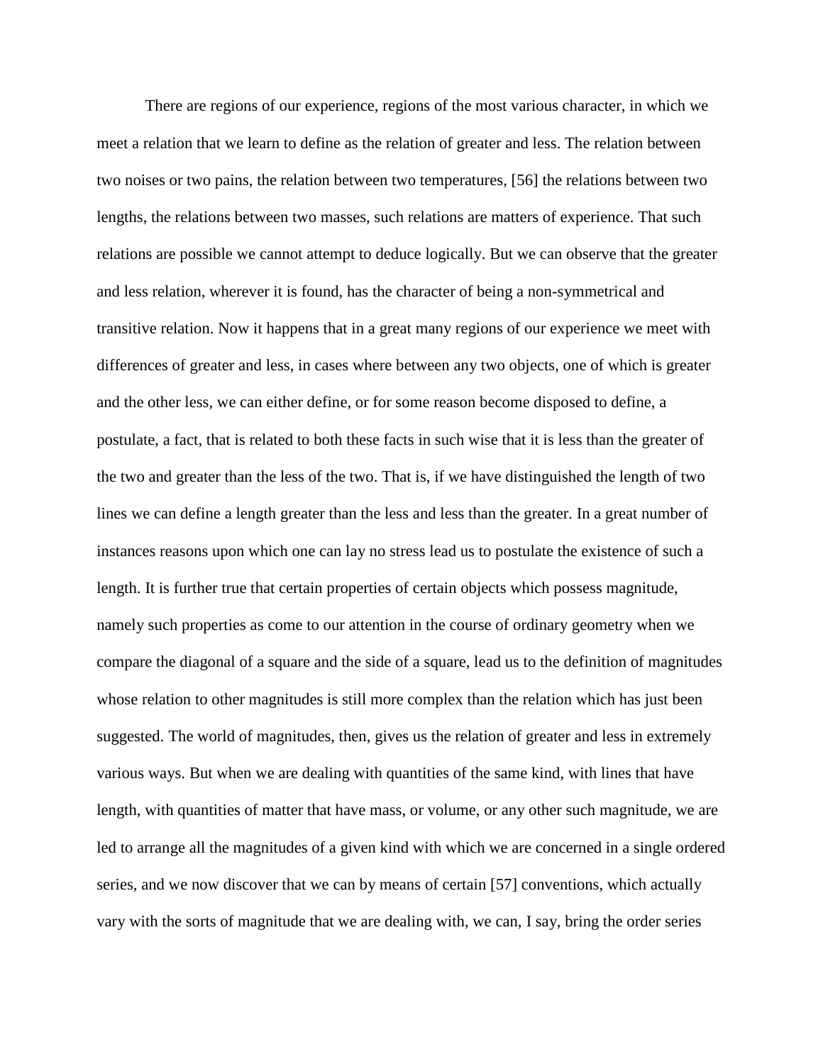There are regions of our experience, regions of the most various character, in which we meet a relation that we learn to define as the relation of greater and less. The relation between two noises or two pains, the relation between two temperatures, [56] the relations between two lengths, the relations between two masses, such relations are matters of experience. That such relations are possible we cannot attempt to deduce logically. But we can observe that the greater and less relation, wherever it is found, has the character of being a non-symmetrical and transitive relation. Now it happens that in a great many regions of our experience we meet with differences of greater and less, in cases where between any two objects, one of which is greater and the other less, we can either define, or for some reason become disposed to define, a postulate, a fact, that is related to both these facts in such wise that it is less than the greater of the two and greater than the less of the two. That is, if we have distinguished the length of two lines we can define a length greater than the less and less than the greater. In a great number of instances reasons upon which one can lay no stress lead us to postulate the existence of such a length. It is further true that certain properties of certain objects which possess magnitude, namely such properties as come to our attention in the course of ordinary geometry when we compare the diagonal of a square and the side of a square, lead us to the definition of magnitudes whose relation to other magnitudes is still more complex than the relation which has just been suggested. The world of magnitudes, then, gives us the relation of greater and less in extremely various ways. But when we are dealing with quantities of the same kind, with lines that have length, with quantities of matter that have mass, or volume, or any other such magnitude, we are led to arrange all the magnitudes of a given kind with which we are concerned in a single ordered series, and we now discover that we can by means of certain [57] conventions, which actually vary with the sorts of magnitude that we are dealing with, we can, I say, bring the order series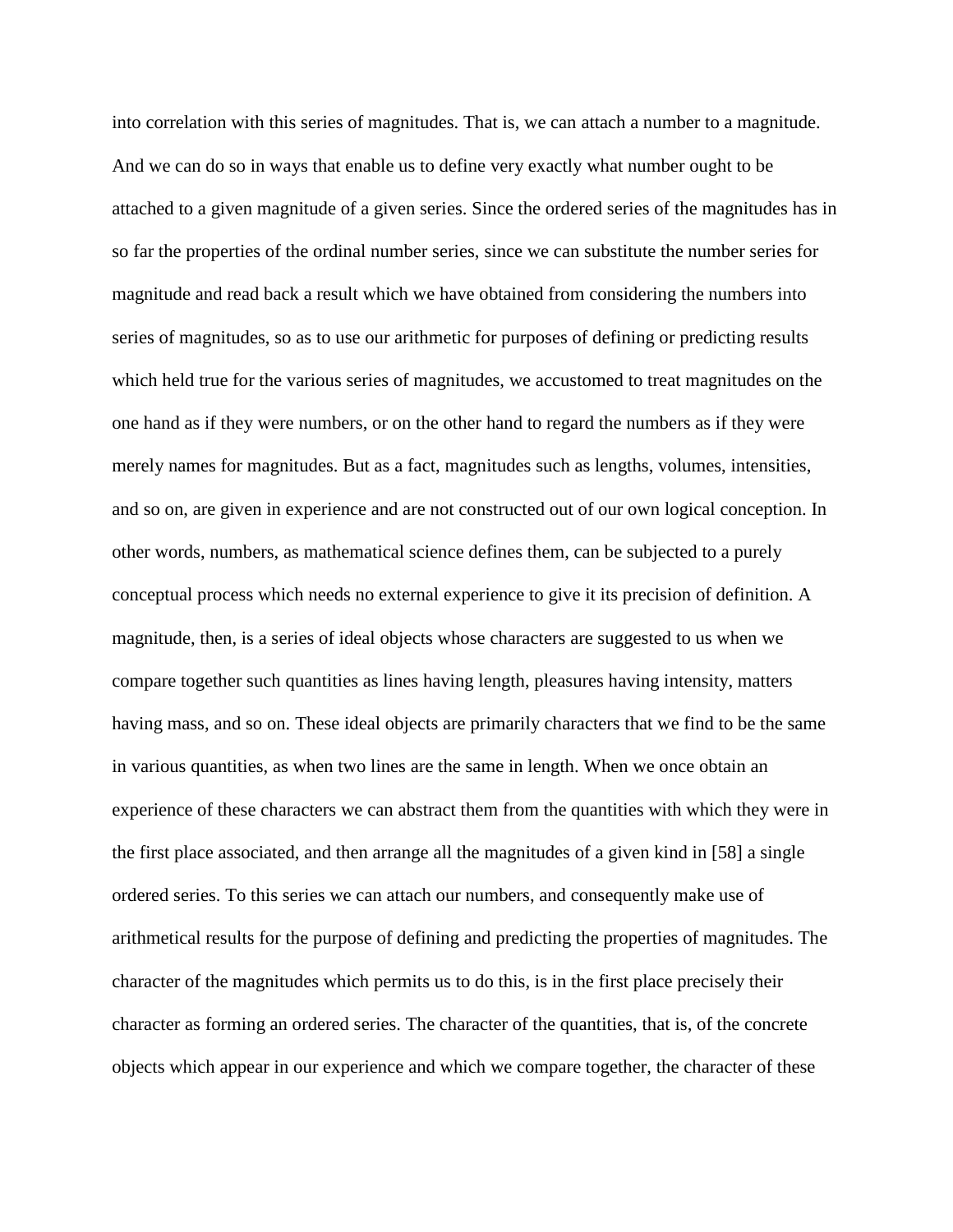into correlation with this series of magnitudes. That is, we can attach a number to a magnitude. And we can do so in ways that enable us to define very exactly what number ought to be attached to a given magnitude of a given series. Since the ordered series of the magnitudes has in so far the properties of the ordinal number series, since we can substitute the number series for magnitude and read back a result which we have obtained from considering the numbers into series of magnitudes, so as to use our arithmetic for purposes of defining or predicting results which held true for the various series of magnitudes, we accustomed to treat magnitudes on the one hand as if they were numbers, or on the other hand to regard the numbers as if they were merely names for magnitudes. But as a fact, magnitudes such as lengths, volumes, intensities, and so on, are given in experience and are not constructed out of our own logical conception. In other words, numbers, as mathematical science defines them, can be subjected to a purely conceptual process which needs no external experience to give it its precision of definition. A magnitude, then, is a series of ideal objects whose characters are suggested to us when we compare together such quantities as lines having length, pleasures having intensity, matters having mass, and so on. These ideal objects are primarily characters that we find to be the same in various quantities, as when two lines are the same in length. When we once obtain an experience of these characters we can abstract them from the quantities with which they were in the first place associated, and then arrange all the magnitudes of a given kind in [58] a single ordered series. To this series we can attach our numbers, and consequently make use of arithmetical results for the purpose of defining and predicting the properties of magnitudes. The character of the magnitudes which permits us to do this, is in the first place precisely their character as forming an ordered series. The character of the quantities, that is, of the concrete objects which appear in our experience and which we compare together, the character of these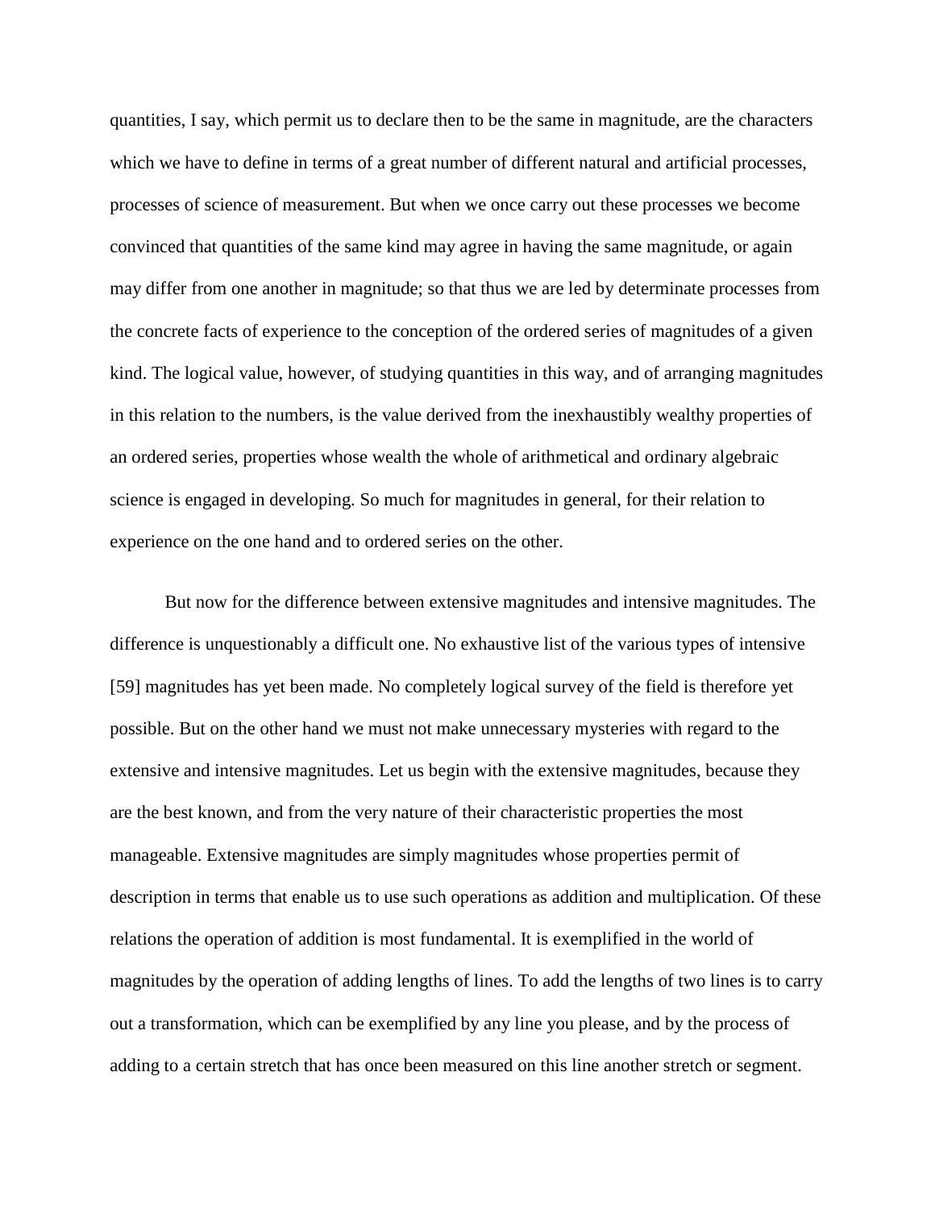quantities, I say, which permit us to declare then to be the same in magnitude, are the characters which we have to define in terms of a great number of different natural and artificial processes, processes of science of measurement. But when we once carry out these processes we become convinced that quantities of the same kind may agree in having the same magnitude, or again may differ from one another in magnitude; so that thus we are led by determinate processes from the concrete facts of experience to the conception of the ordered series of magnitudes of a given kind. The logical value, however, of studying quantities in this way, and of arranging magnitudes in this relation to the numbers, is the value derived from the inexhaustibly wealthy properties of an ordered series, properties whose wealth the whole of arithmetical and ordinary algebraic science is engaged in developing. So much for magnitudes in general, for their relation to experience on the one hand and to ordered series on the other.

But now for the difference between extensive magnitudes and intensive magnitudes. The difference is unquestionably a difficult one. No exhaustive list of the various types of intensive [59] magnitudes has yet been made. No completely logical survey of the field is therefore yet possible. But on the other hand we must not make unnecessary mysteries with regard to the extensive and intensive magnitudes. Let us begin with the extensive magnitudes, because they are the best known, and from the very nature of their characteristic properties the most manageable. Extensive magnitudes are simply magnitudes whose properties permit of description in terms that enable us to use such operations as addition and multiplication. Of these relations the operation of addition is most fundamental. It is exemplified in the world of magnitudes by the operation of adding lengths of lines. To add the lengths of two lines is to carry out a transformation, which can be exemplified by any line you please, and by the process of adding to a certain stretch that has once been measured on this line another stretch or segment.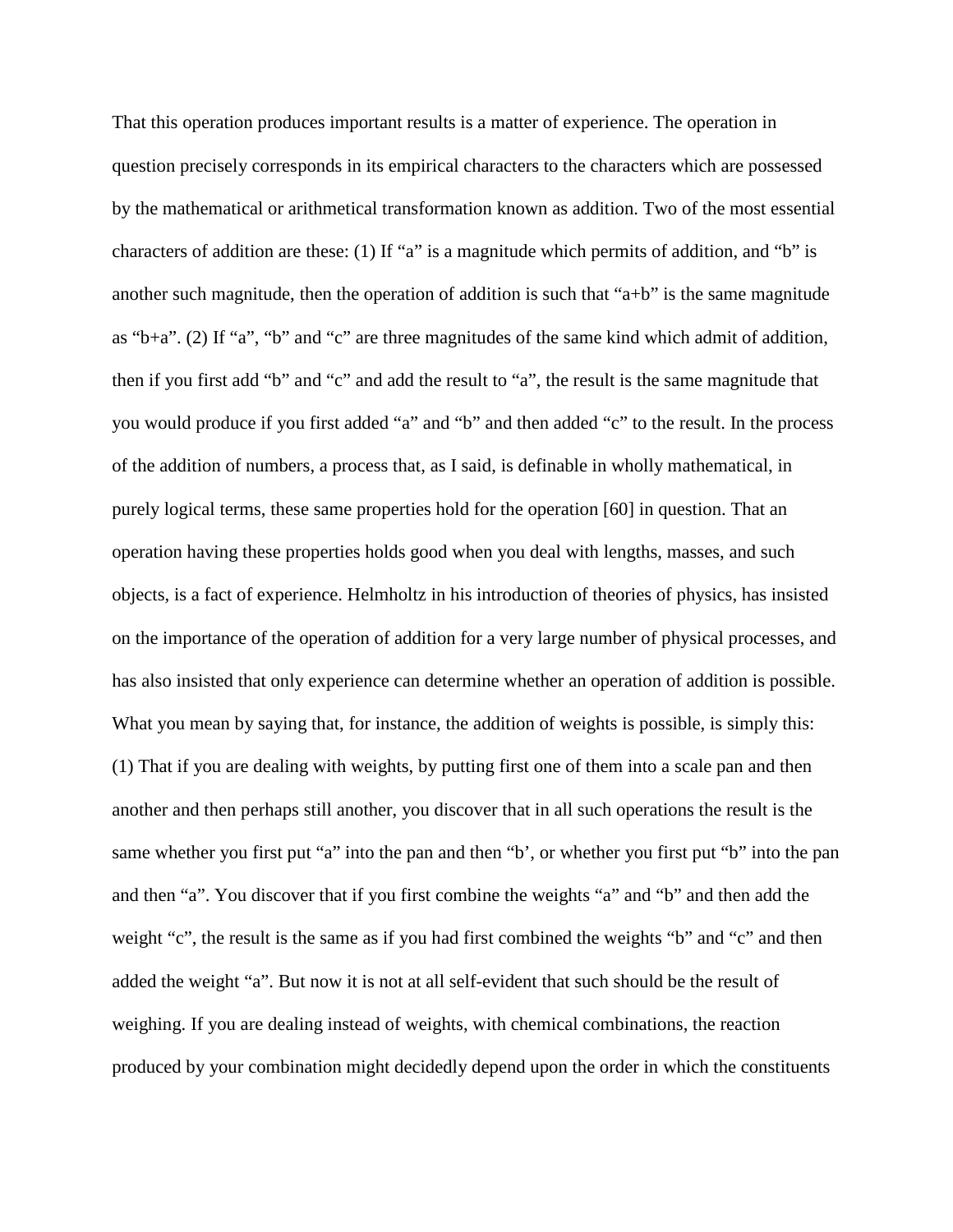That this operation produces important results is a matter of experience. The operation in question precisely corresponds in its empirical characters to the characters which are possessed by the mathematical or arithmetical transformation known as addition. Two of the most essential characters of addition are these: (1) If "a" is a magnitude which permits of addition, and "b" is another such magnitude, then the operation of addition is such that "a+b" is the same magnitude as "b+a". (2) If "a", "b" and "c" are three magnitudes of the same kind which admit of addition, then if you first add "b" and "c" and add the result to "a", the result is the same magnitude that you would produce if you first added "a" and "b" and then added "c" to the result. In the process of the addition of numbers, a process that, as I said, is definable in wholly mathematical, in purely logical terms, these same properties hold for the operation [60] in question. That an operation having these properties holds good when you deal with lengths, masses, and such objects, is a fact of experience. Helmholtz in his introduction of theories of physics, has insisted on the importance of the operation of addition for a very large number of physical processes, and has also insisted that only experience can determine whether an operation of addition is possible. What you mean by saying that, for instance, the addition of weights is possible, is simply this: (1) That if you are dealing with weights, by putting first one of them into a scale pan and then another and then perhaps still another, you discover that in all such operations the result is the same whether you first put "a" into the pan and then "b', or whether you first put "b" into the pan and then "a". You discover that if you first combine the weights "a" and "b" and then add the weight "c", the result is the same as if you had first combined the weights "b" and "c" and then added the weight "a". But now it is not at all self-evident that such should be the result of weighing. If you are dealing instead of weights, with chemical combinations, the reaction produced by your combination might decidedly depend upon the order in which the constituents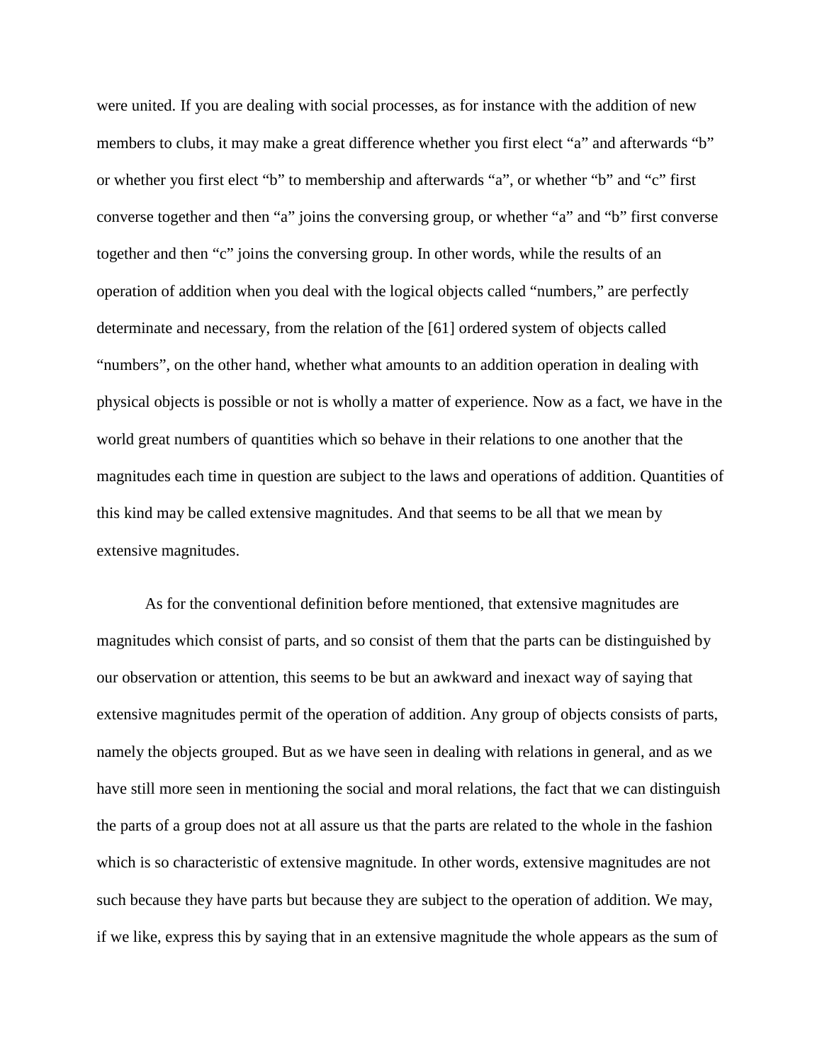were united. If you are dealing with social processes, as for instance with the addition of new members to clubs, it may make a great difference whether you first elect “a” and afterwards “b” or whether you first elect “b” to membership and afterwards “a”, or whether “b” and “c” first converse together and then “a” joins the conversing group, or whether “a” and “b” first converse together and then “c” joins the conversing group. In other words, while the results of an operation of addition when you deal with the logical objects called “numbers,” are perfectly determinate and necessary, from the relation of the [61] ordered system of objects called “numbers”, on the other hand, whether what amounts to an addition operation in dealing with physical objects is possible or not is wholly a matter of experience. Now as a fact, we have in the world great numbers of quantities which so behave in their relations to one another that the magnitudes each time in question are subject to the laws and operations of addition. Quantities of this kind may be called extensive magnitudes. And that seems to be all that we mean by extensive magnitudes.

As for the conventional definition before mentioned, that extensive magnitudes are magnitudes which consist of parts, and so consist of them that the parts can be distinguished by our observation or attention, this seems to be but an awkward and inexact way of saying that extensive magnitudes permit of the operation of addition. Any group of objects consists of parts, namely the objects grouped. But as we have seen in dealing with relations in general, and as we have still more seen in mentioning the social and moral relations, the fact that we can distinguish the parts of a group does not at all assure us that the parts are related to the whole in the fashion which is so characteristic of extensive magnitude. In other words, extensive magnitudes are not such because they have parts but because they are subject to the operation of addition. We may, if we like, express this by saying that in an extensive magnitude the whole appears as the sum of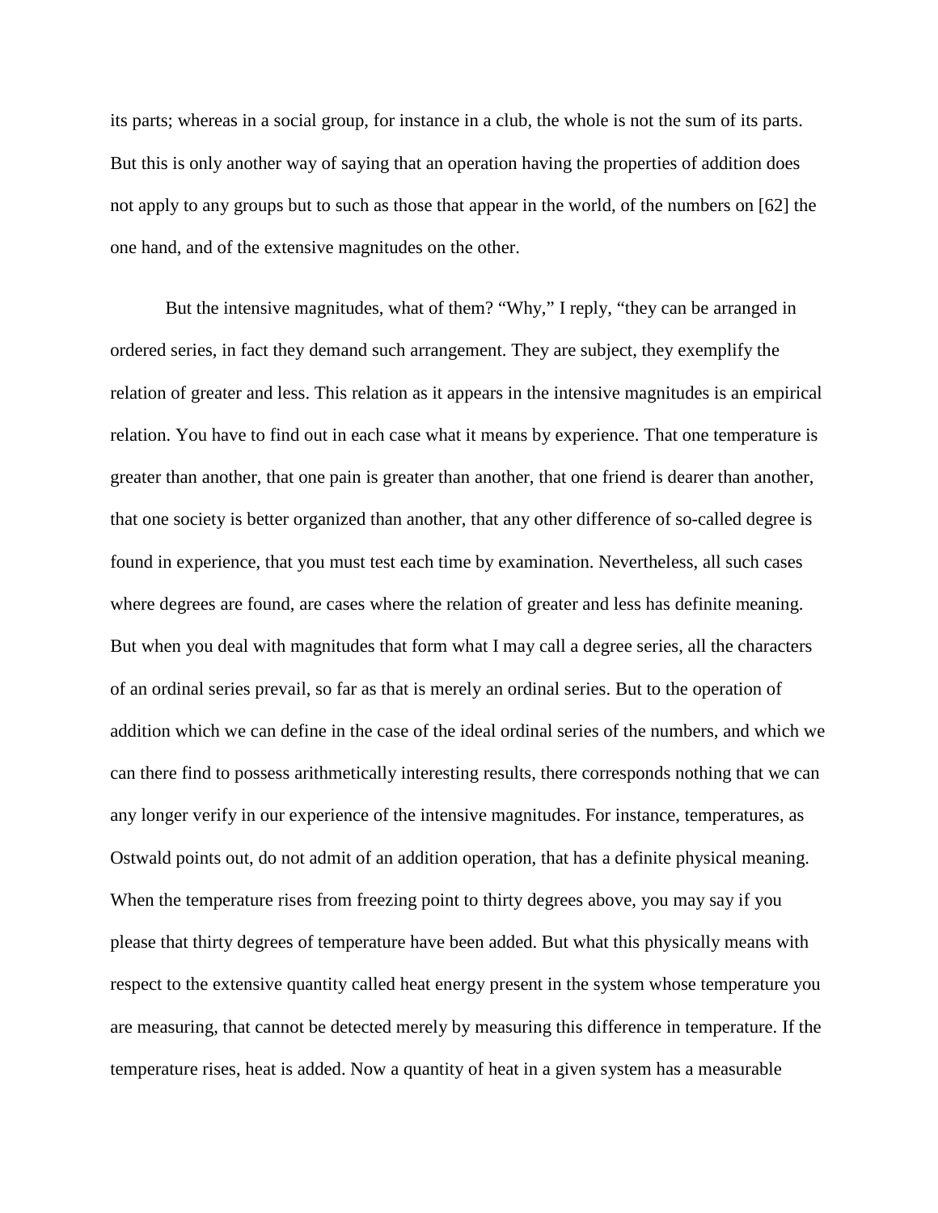its parts; whereas in a social group, for instance in a club, the whole is not the sum of its parts. But this is only another way of saying that an operation having the properties of addition does not apply to any groups but to such as those that appear in the world, of the numbers on [62] the one hand, and of the extensive magnitudes on the other.

But the intensive magnitudes, what of them? "Why," I reply, "they can be arranged in ordered series, in fact they demand such arrangement. They are subject, they exemplify the relation of greater and less. This relation as it appears in the intensive magnitudes is an empirical relation. You have to find out in each case what it means by experience. That one temperature is greater than another, that one pain is greater than another, that one friend is dearer than another, that one society is better organized than another, that any other difference of so-called degree is found in experience, that you must test each time by examination. Nevertheless, all such cases where degrees are found, are cases where the relation of greater and less has definite meaning. But when you deal with magnitudes that form what I may call a degree series, all the characters of an ordinal series prevail, so far as that is merely an ordinal series. But to the operation of addition which we can define in the case of the ideal ordinal series of the numbers, and which we can there find to possess arithmetically interesting results, there corresponds nothing that we can any longer verify in our experience of the intensive magnitudes. For instance, temperatures, as Ostwald points out, do not admit of an addition operation, that has a definite physical meaning. When the temperature rises from freezing point to thirty degrees above, you may say if you please that thirty degrees of temperature have been added. But what this physically means with respect to the extensive quantity called heat energy present in the system whose temperature you are measuring, that cannot be detected merely by measuring this difference in temperature. If the temperature rises, heat is added. Now a quantity of heat in a given system has a measurable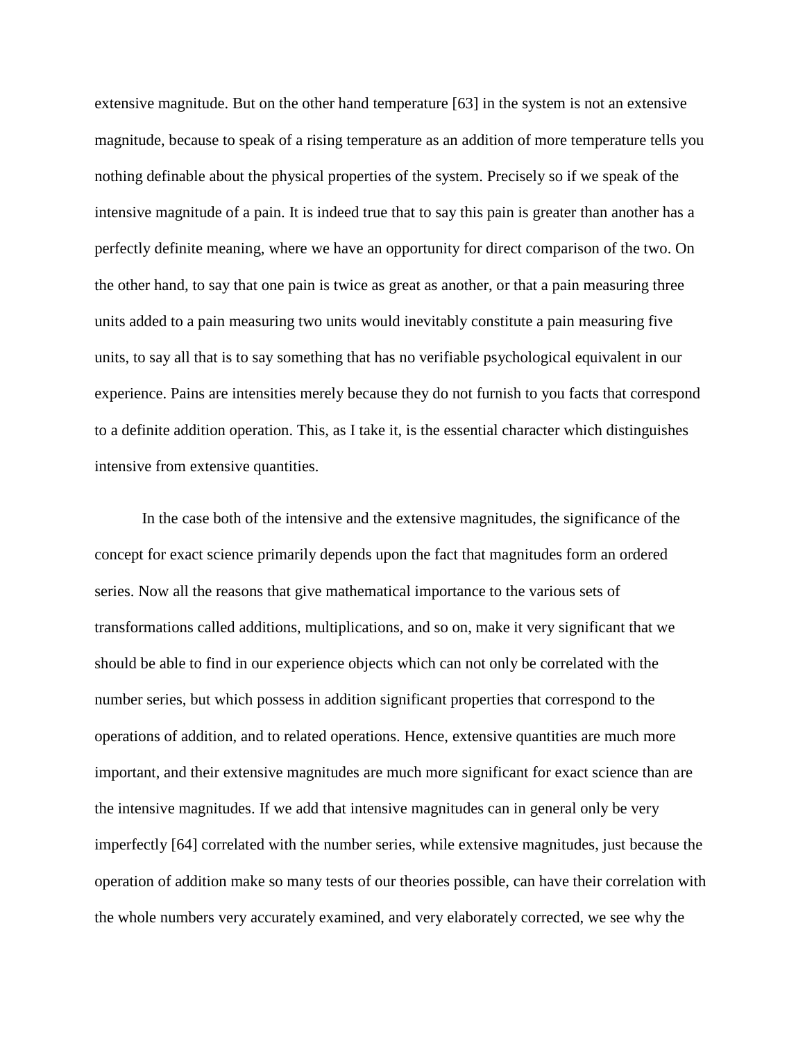extensive magnitude. But on the other hand temperature [63] in the system is not an extensive magnitude, because to speak of a rising temperature as an addition of more temperature tells you nothing definable about the physical properties of the system. Precisely so if we speak of the intensive magnitude of a pain. It is indeed true that to say this pain is greater than another has a perfectly definite meaning, where we have an opportunity for direct comparison of the two. On the other hand, to say that one pain is twice as great as another, or that a pain measuring three units added to a pain measuring two units would inevitably constitute a pain measuring five units, to say all that is to say something that has no verifiable psychological equivalent in our experience. Pains are intensities merely because they do not furnish to you facts that correspond to a definite addition operation. This, as I take it, is the essential character which distinguishes intensive from extensive quantities.

In the case both of the intensive and the extensive magnitudes, the significance of the concept for exact science primarily depends upon the fact that magnitudes form an ordered series. Now all the reasons that give mathematical importance to the various sets of transformations called additions, multiplications, and so on, make it very significant that we should be able to find in our experience objects which can not only be correlated with the number series, but which possess in addition significant properties that correspond to the operations of addition, and to related operations. Hence, extensive quantities are much more important, and their extensive magnitudes are much more significant for exact science than are the intensive magnitudes. If we add that intensive magnitudes can in general only be very imperfectly [64] correlated with the number series, while extensive magnitudes, just because the operation of addition make so many tests of our theories possible, can have their correlation with the whole numbers very accurately examined, and very elaborately corrected, we see why the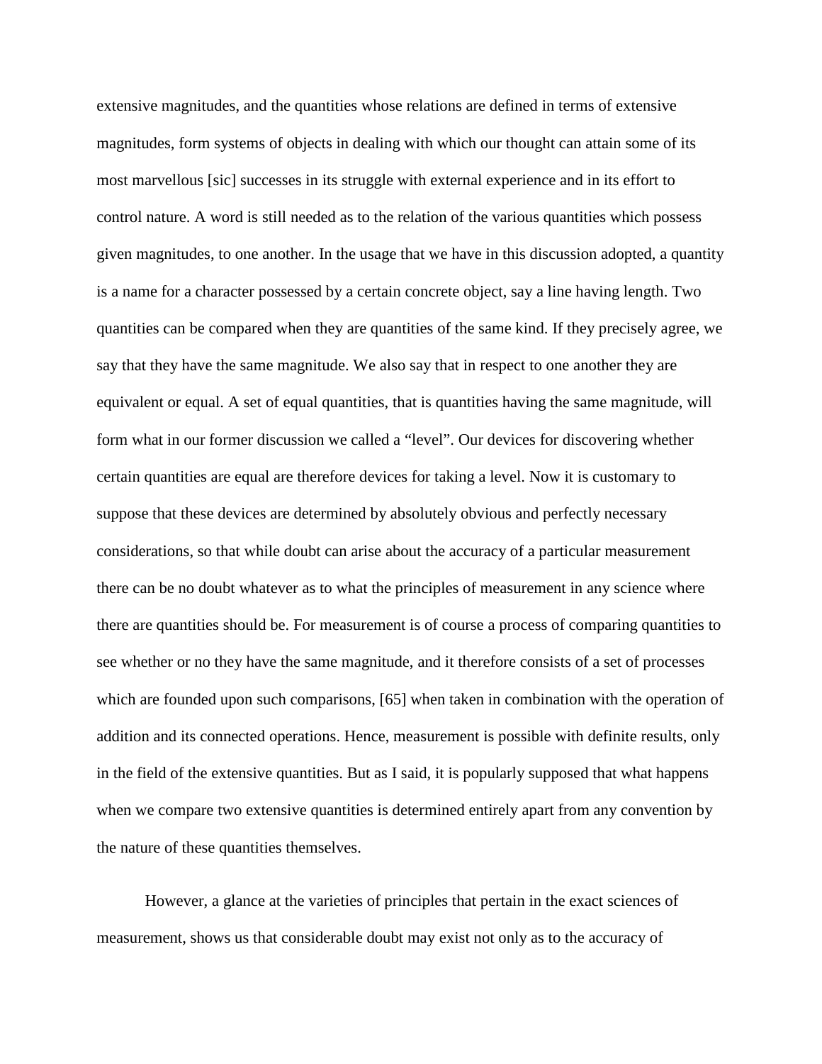extensive magnitudes, and the quantities whose relations are defined in terms of extensive magnitudes, form systems of objects in dealing with which our thought can attain some of its most marvellous [sic] successes in its struggle with external experience and in its effort to control nature. A word is still needed as to the relation of the various quantities which possess given magnitudes, to one another. In the usage that we have in this discussion adopted, a quantity is a name for a character possessed by a certain concrete object, say a line having length. Two quantities can be compared when they are quantities of the same kind. If they precisely agree, we say that they have the same magnitude. We also say that in respect to one another they are equivalent or equal. A set of equal quantities, that is quantities having the same magnitude, will form what in our former discussion we called a "level". Our devices for discovering whether certain quantities are equal are therefore devices for taking a level. Now it is customary to suppose that these devices are determined by absolutely obvious and perfectly necessary considerations, so that while doubt can arise about the accuracy of a particular measurement there can be no doubt whatever as to what the principles of measurement in any science where there are quantities should be. For measurement is of course a process of comparing quantities to see whether or no they have the same magnitude, and it therefore consists of a set of processes which are founded upon such comparisons, [65] when taken in combination with the operation of addition and its connected operations. Hence, measurement is possible with definite results, only in the field of the extensive quantities. But as I said, it is popularly supposed that what happens when we compare two extensive quantities is determined entirely apart from any convention by the nature of these quantities themselves.

However, a glance at the varieties of principles that pertain in the exact sciences of measurement, shows us that considerable doubt may exist not only as to the accuracy of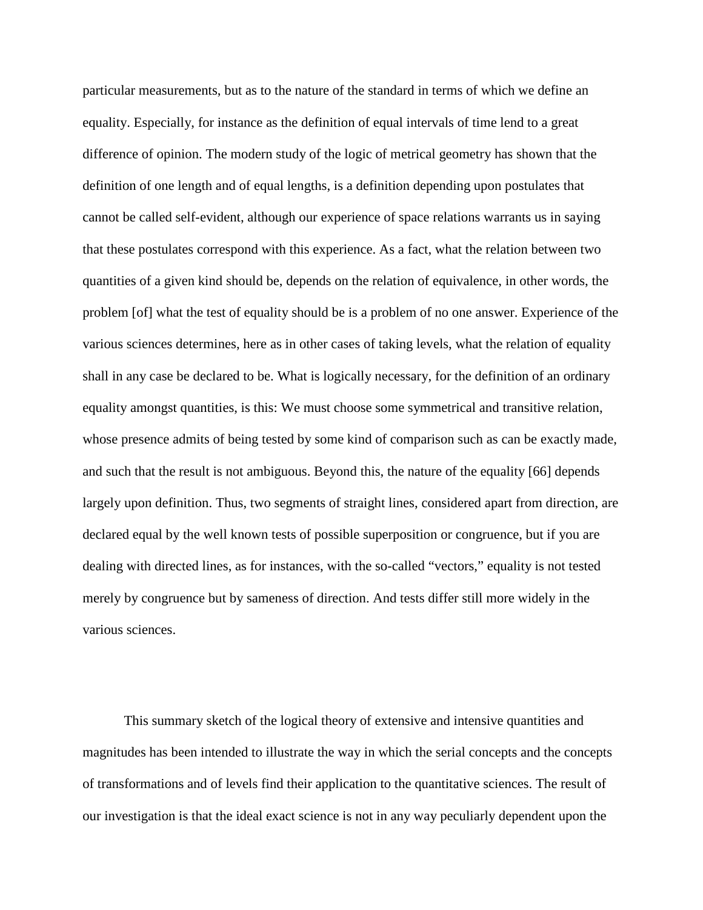particular measurements, but as to the nature of the standard in terms of which we define an equality. Especially, for instance as the definition of equal intervals of time lend to a great difference of opinion. The modern study of the logic of metrical geometry has shown that the definition of one length and of equal lengths, is a definition depending upon postulates that cannot be called self-evident, although our experience of space relations warrants us in saying that these postulates correspond with this experience. As a fact, what the relation between two quantities of a given kind should be, depends on the relation of equivalence, in other words, the problem [of] what the test of equality should be is a problem of no one answer. Experience of the various sciences determines, here as in other cases of taking levels, what the relation of equality shall in any case be declared to be. What is logically necessary, for the definition of an ordinary equality amongst quantities, is this: We must choose some symmetrical and transitive relation, whose presence admits of being tested by some kind of comparison such as can be exactly made, and such that the result is not ambiguous. Beyond this, the nature of the equality [66] depends largely upon definition. Thus, two segments of straight lines, considered apart from direction, are declared equal by the well known tests of possible superposition or congruence, but if you are dealing with directed lines, as for instances, with the so-called "vectors," equality is not tested merely by congruence but by sameness of direction. And tests differ still more widely in the various sciences.

This summary sketch of the logical theory of extensive and intensive quantities and magnitudes has been intended to illustrate the way in which the serial concepts and the concepts of transformations and of levels find their application to the quantitative sciences. The result of our investigation is that the ideal exact science is not in any way peculiarly dependent upon the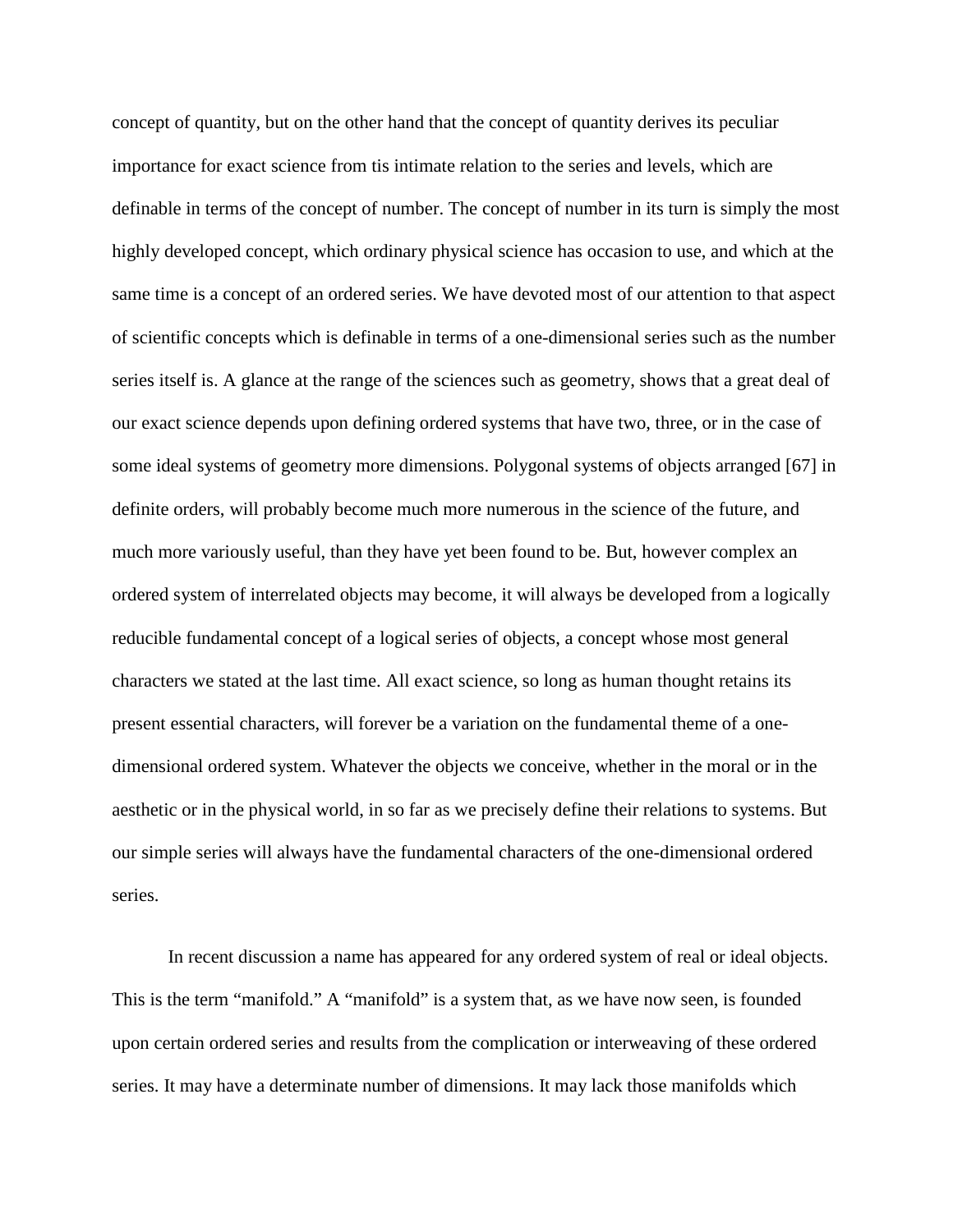concept of quantity, but on the other hand that the concept of quantity derives its peculiar importance for exact science from tis intimate relation to the series and levels, which are definable in terms of the concept of number. The concept of number in its turn is simply the most highly developed concept, which ordinary physical science has occasion to use, and which at the same time is a concept of an ordered series. We have devoted most of our attention to that aspect of scientific concepts which is definable in terms of a one-dimensional series such as the number series itself is. A glance at the range of the sciences such as geometry, shows that a great deal of our exact science depends upon defining ordered systems that have two, three, or in the case of some ideal systems of geometry more dimensions. Polygonal systems of objects arranged [67] in definite orders, will probably become much more numerous in the science of the future, and much more variously useful, than they have yet been found to be. But, however complex an ordered system of interrelated objects may become, it will always be developed from a logically reducible fundamental concept of a logical series of objects, a concept whose most general characters we stated at the last time. All exact science, so long as human thought retains its present essential characters, will forever be a variation on the fundamental theme of a one-dimensional ordered system. Whatever the objects we conceive, whether in the moral or in the aesthetic or in the physical world, in so far as we precisely define their relations to systems. But our simple series will always have the fundamental characters of the one-dimensional ordered series.

In recent discussion a name has appeared for any ordered system of real or ideal objects. This is the term "manifold." A "manifold" is a system that, as we have now seen, is founded upon certain ordered series and results from the complication or interweaving of these ordered series. It may have a determinate number of dimensions. It may lack those manifolds which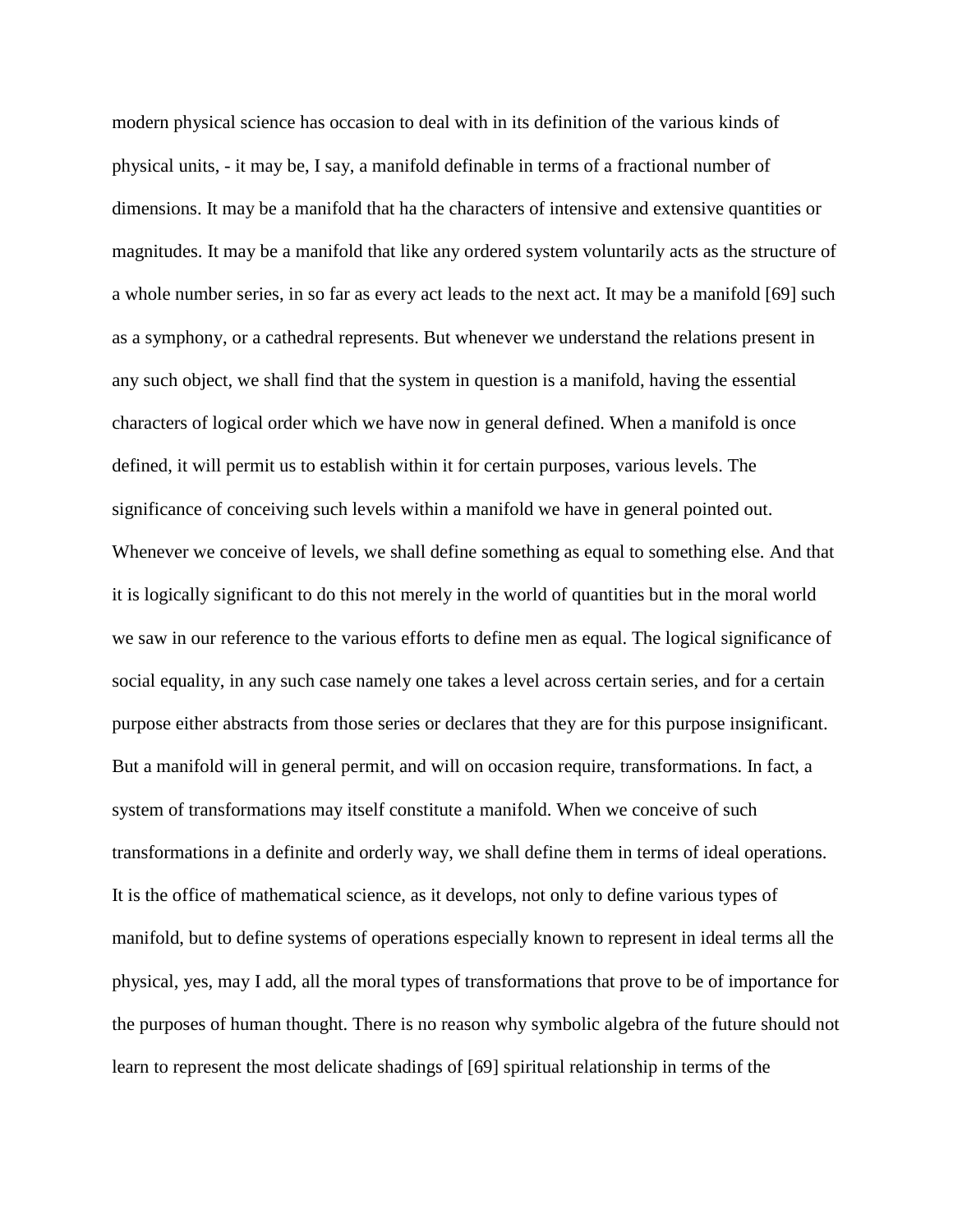modern physical science has occasion to deal with in its definition of the various kinds of physical units, - it may be, I say, a manifold definable in terms of a fractional number of dimensions. It may be a manifold that ha the characters of intensive and extensive quantities or magnitudes. It may be a manifold that like any ordered system voluntarily acts as the structure of a whole number series, in so far as every act leads to the next act. It may be a manifold [69] such as a symphony, or a cathedral represents. But whenever we understand the relations present in any such object, we shall find that the system in question is a manifold, having the essential characters of logical order which we have now in general defined. When a manifold is once defined, it will permit us to establish within it for certain purposes, various levels. The significance of conceiving such levels within a manifold we have in general pointed out. Whenever we conceive of levels, we shall define something as equal to something else. And that it is logically significant to do this not merely in the world of quantities but in the moral world we saw in our reference to the various efforts to define men as equal. The logical significance of social equality, in any such case namely one takes a level across certain series, and for a certain purpose either abstracts from those series or declares that they are for this purpose insignificant. But a manifold will in general permit, and will on occasion require, transformations. In fact, a system of transformations may itself constitute a manifold. When we conceive of such transformations in a definite and orderly way, we shall define them in terms of ideal operations. It is the office of mathematical science, as it develops, not only to define various types of manifold, but to define systems of operations especially known to represent in ideal terms all the physical, yes, may I add, all the moral types of transformations that prove to be of importance for the purposes of human thought. There is no reason why symbolic algebra of the future should not learn to represent the most delicate shadings of [69] spiritual relationship in terms of the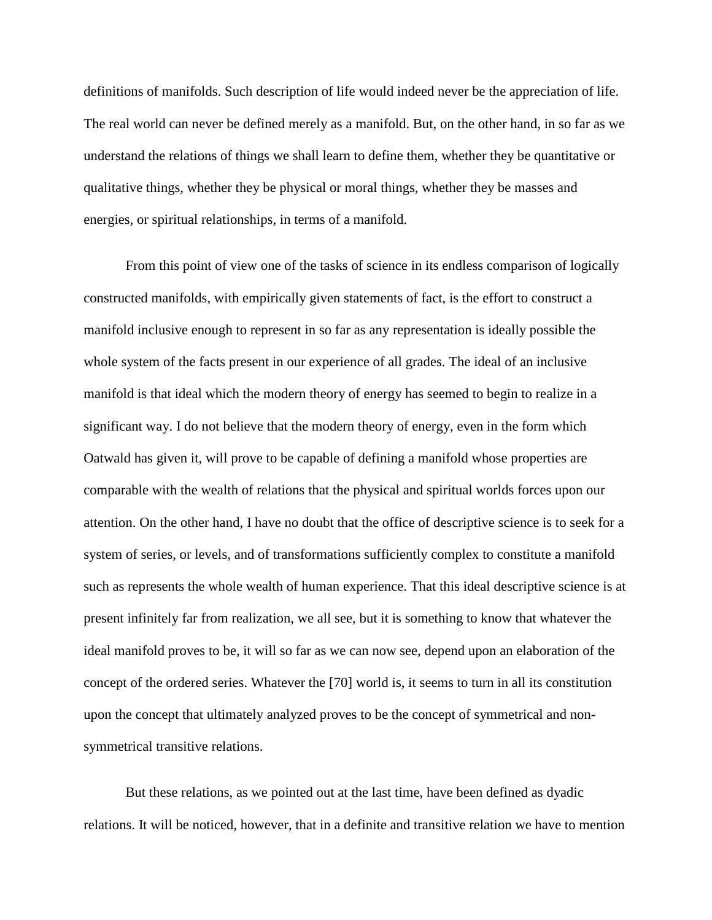definitions of manifolds. Such description of life would indeed never be the appreciation of life. The real world can never be defined merely as a manifold. But, on the other hand, in so far as we understand the relations of things we shall learn to define them, whether they be quantitative or qualitative things, whether they be physical or moral things, whether they be masses and energies, or spiritual relationships, in terms of a manifold.

From this point of view one of the tasks of science in its endless comparison of logically constructed manifolds, with empirically given statements of fact, is the effort to construct a manifold inclusive enough to represent in so far as any representation is ideally possible the whole system of the facts present in our experience of all grades. The ideal of an inclusive manifold is that ideal which the modern theory of energy has seemed to begin to realize in a significant way. I do not believe that the modern theory of energy, even in the form which Oatwald has given it, will prove to be capable of defining a manifold whose properties are comparable with the wealth of relations that the physical and spiritual worlds forces upon our attention. On the other hand, I have no doubt that the office of descriptive science is to seek for a system of series, or levels, and of transformations sufficiently complex to constitute a manifold such as represents the whole wealth of human experience. That this ideal descriptive science is at present infinitely far from realization, we all see, but it is something to know that whatever the ideal manifold proves to be, it will so far as we can now see, depend upon an elaboration of the concept of the ordered series. Whatever the [70] world is, it seems to turn in all its constitution upon the concept that ultimately analyzed proves to be the concept of symmetrical and non-symmetrical transitive relations.

But these relations, as we pointed out at the last time, have been defined as dyadic relations. It will be noticed, however, that in a definite and transitive relation we have to mention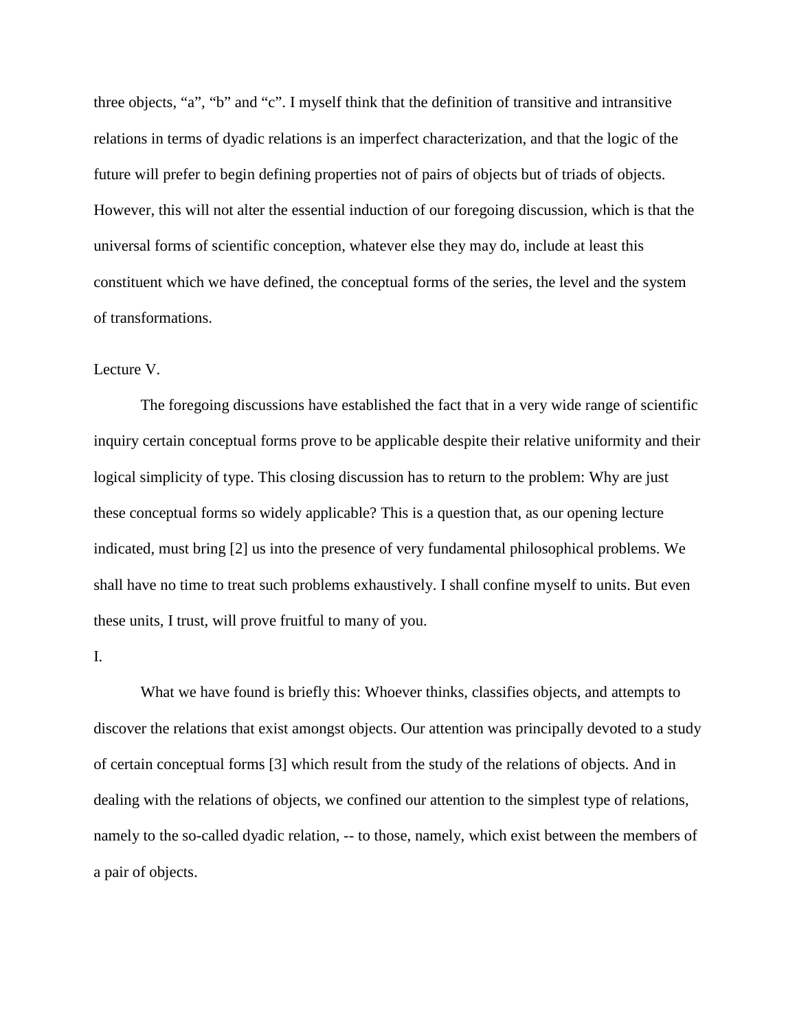three objects, “a”, “b” and “c”. I myself think that the definition of transitive and intransitive relations in terms of dyadic relations is an imperfect characterization, and that the logic of the future will prefer to begin defining properties not of pairs of objects but of triads of objects. However, this will not alter the essential induction of our foregoing discussion, which is that the universal forms of scientific conception, whatever else they may do, include at least this constituent which we have defined, the conceptual forms of the series, the level and the system of transformations.

## Lecture V.

The foregoing discussions have established the fact that in a very wide range of scientific inquiry certain conceptual forms prove to be applicable despite their relative uniformity and their logical simplicity of type. This closing discussion has to return to the problem: Why are just these conceptual forms so widely applicable? This is a question that, as our opening lecture indicated, must bring [2] us into the presence of very fundamental philosophical problems. We shall have no time to treat such problems exhaustively. I shall confine myself to units. But even these units, I trust, will prove fruitful to many of you.

### I.

What we have found is briefly this: Whoever thinks, classifies objects, and attempts to discover the relations that exist amongst objects. Our attention was principally devoted to a study of certain conceptual forms [3] which result from the study of the relations of objects. And in dealing with the relations of objects, we confined our attention to the simplest type of relations, namely to the so-called dyadic relation, -- to those, namely, which exist between the members of a pair of objects.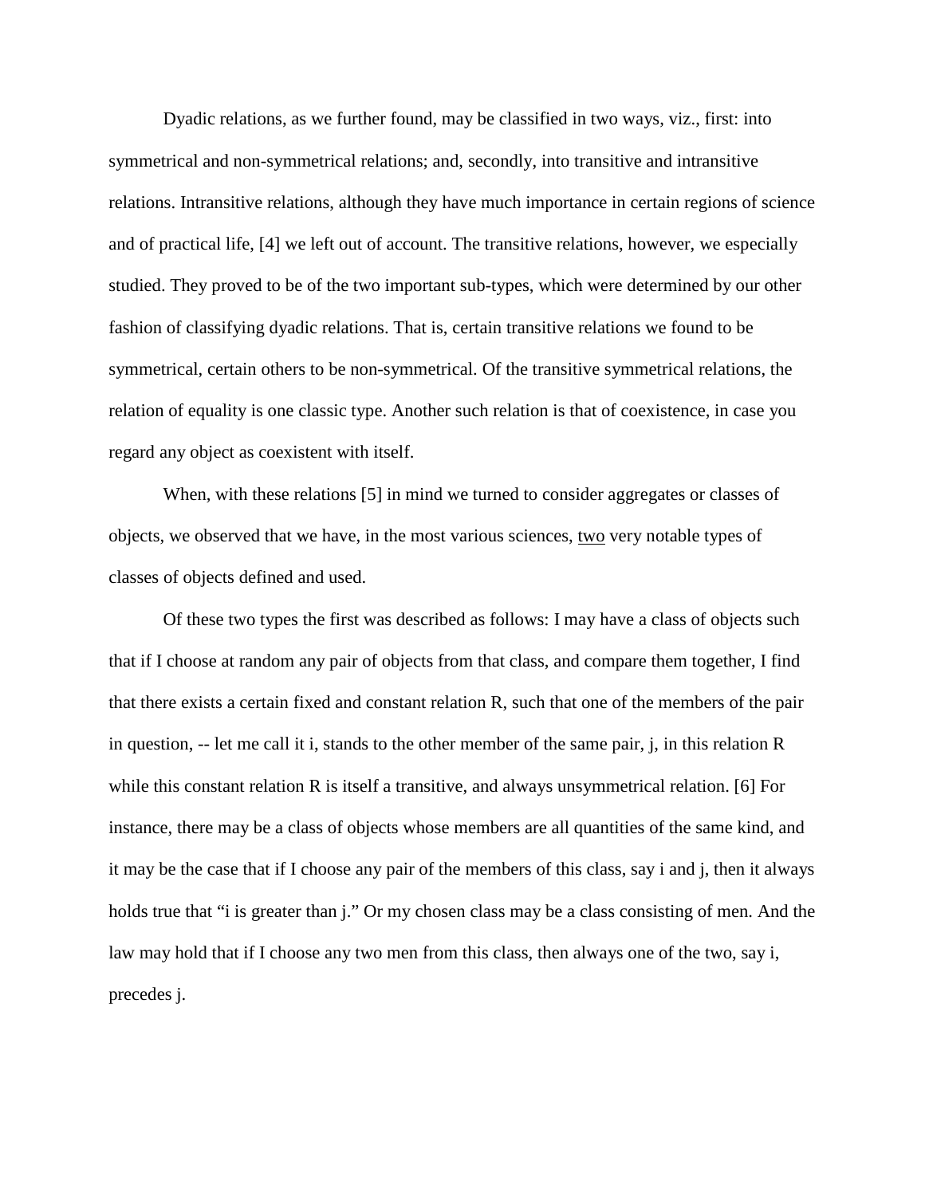Dyadic relations, as we further found, may be classified in two ways, viz., first: into symmetrical and non-symmetrical relations; and, secondly, into transitive and intransitive relations. Intransitive relations, although they have much importance in certain regions of science and of practical life, [4] we left out of account. The transitive relations, however, we especially studied. They proved to be of the two important sub-types, which were determined by our other fashion of classifying dyadic relations. That is, certain transitive relations we found to be symmetrical, certain others to be non-symmetrical. Of the transitive symmetrical relations, the relation of equality is one classic type. Another such relation is that of coexistence, in case you regard any object as coexistent with itself.

When, with these relations [5] in mind we turned to consider aggregates or classes of objects, we observed that we have, in the most various sciences, <u>two</u> very notable types of classes of objects defined and used.

Of these two types the first was described as follows: I may have a class of objects such that if I choose at random any pair of objects from that class, and compare them together, I find that there exists a certain fixed and constant relation R, such that one of the members of the pair in question, -- let me call it i, stands to the other member of the same pair, j, in this relation R while this constant relation R is itself a transitive, and always unsymmetrical relation. [6] For instance, there may be a class of objects whose members are all quantities of the same kind, and it may be the case that if I choose any pair of the members of this class, say i and j, then it always holds true that "i is greater than j." Or my chosen class may be a class consisting of men. And the law may hold that if I choose any two men from this class, then always one of the two, say i, precedes j.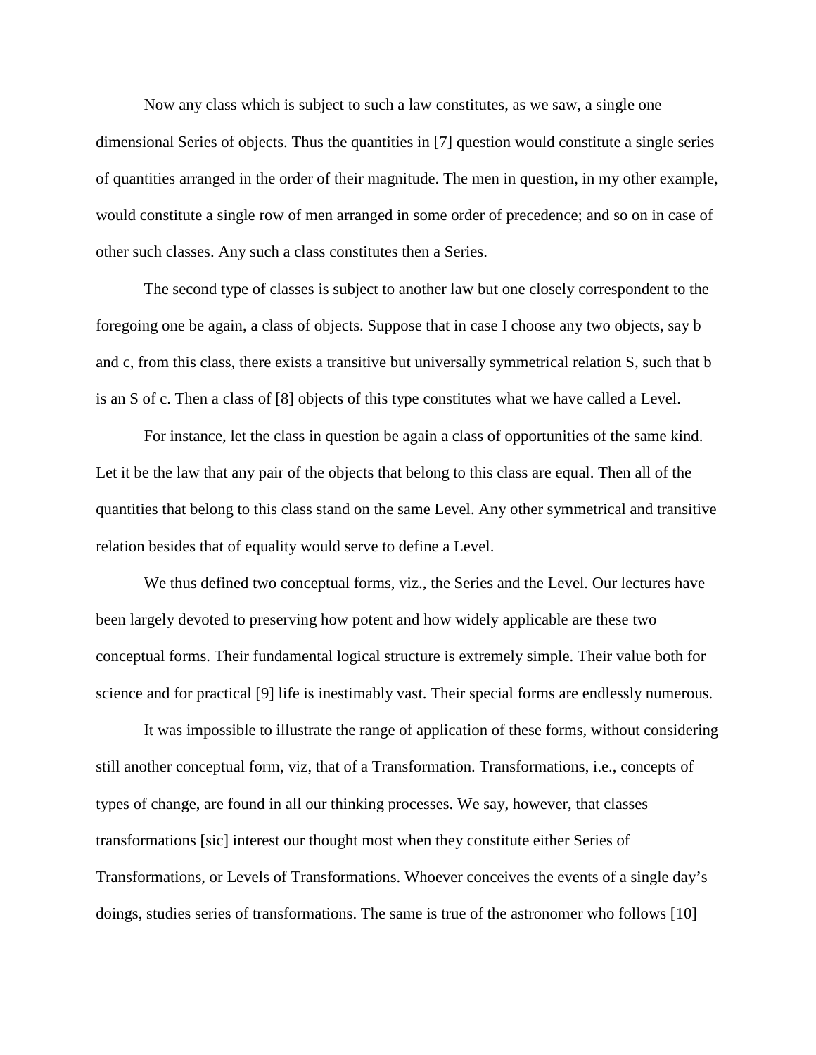Now any class which is subject to such a law constitutes, as we saw, a single one dimensional Series of objects. Thus the quantities in [7] question would constitute a single series of quantities arranged in the order of their magnitude. The men in question, in my other example, would constitute a single row of men arranged in some order of precedence; and so on in case of other such classes. Any such a class constitutes then a Series.

The second type of classes is subject to another law but one closely correspondent to the foregoing one be again, a class of objects. Suppose that in case I choose any two objects, say b and c, from this class, there exists a transitive but universally symmetrical relation S, such that b is an S of c. Then a class of [8] objects of this type constitutes what we have called a Level.

For instance, let the class in question be again a class of opportunities of the same kind. Let it be the law that any pair of the objects that belong to this class are <u>equal</u>. Then all of the quantities that belong to this class stand on the same Level. Any other symmetrical and transitive relation besides that of equality would serve to define a Level.

We thus defined two conceptual forms, viz., the Series and the Level. Our lectures have been largely devoted to preserving how potent and how widely applicable are these two conceptual forms. Their fundamental logical structure is extremely simple. Their value both for science and for practical [9] life is inestimably vast. Their special forms are endlessly numerous.

It was impossible to illustrate the range of application of these forms, without considering still another conceptual form, viz, that of a Transformation. Transformations, i.e., concepts of types of change, are found in all our thinking processes. We say, however, that classes transformations [sic] interest our thought most when they constitute either Series of Transformations, or Levels of Transformations. Whoever conceives the events of a single day's doings, studies series of transformations. The same is true of the astronomer who follows [10]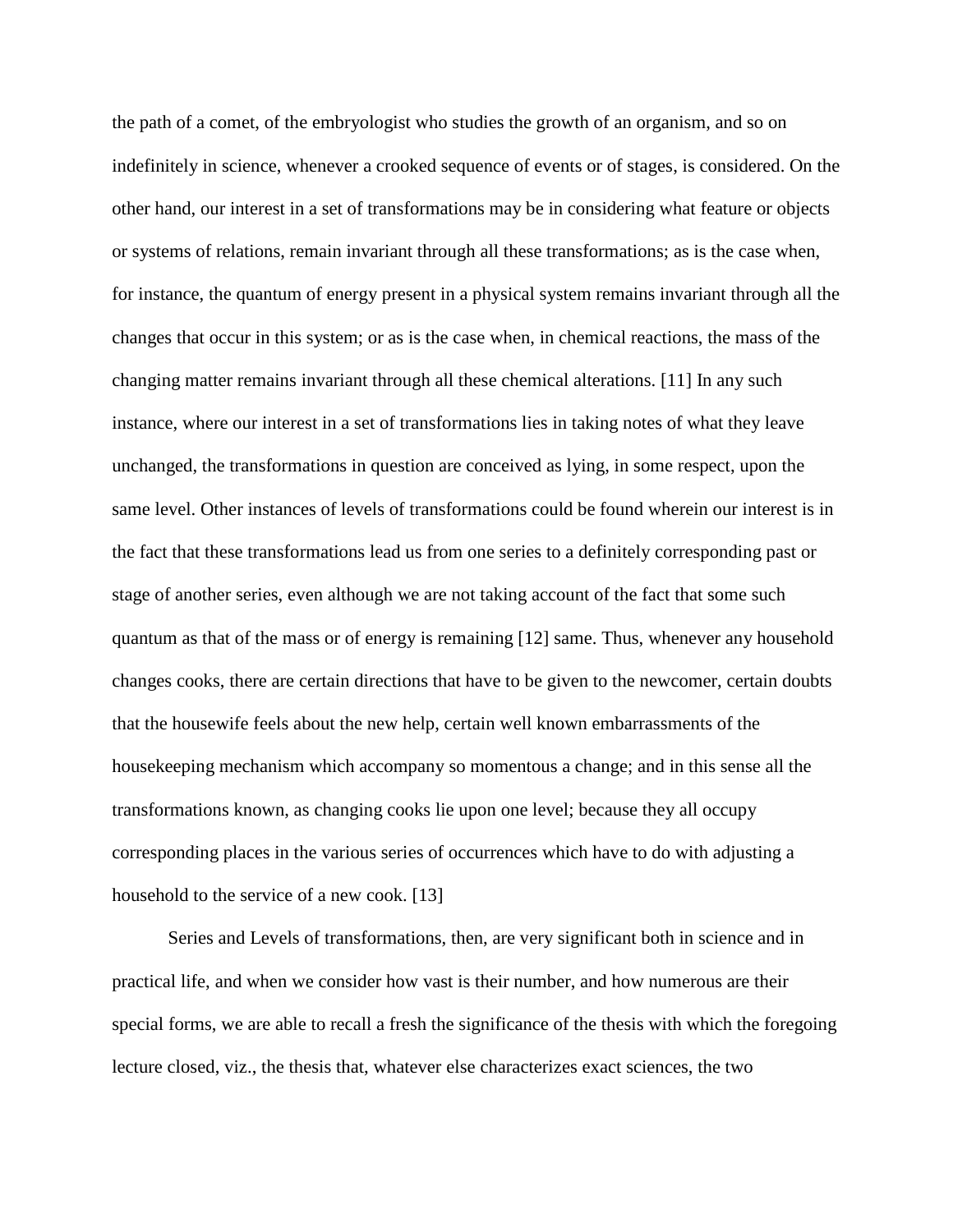the path of a comet, of the embryologist who studies the growth of an organism, and so on indefinitely in science, whenever a crooked sequence of events or of stages, is considered. On the other hand, our interest in a set of transformations may be in considering what feature or objects or systems of relations, remain invariant through all these transformations; as is the case when, for instance, the quantum of energy present in a physical system remains invariant through all the changes that occur in this system; or as is the case when, in chemical reactions, the mass of the changing matter remains invariant through all these chemical alterations. [11] In any such instance, where our interest in a set of transformations lies in taking notes of what they leave unchanged, the transformations in question are conceived as lying, in some respect, upon the same level. Other instances of levels of transformations could be found wherein our interest is in the fact that these transformations lead us from one series to a definitely corresponding past or stage of another series, even although we are not taking account of the fact that some such quantum as that of the mass or of energy is remaining [12] same. Thus, whenever any household changes cooks, there are certain directions that have to be given to the newcomer, certain doubts that the housewife feels about the new help, certain well known embarrassments of the housekeeping mechanism which accompany so momentous a change; and in this sense all the transformations known, as changing cooks lie upon one level; because they all occupy corresponding places in the various series of occurrences which have to do with adjusting a household to the service of a new cook. [13]

Series and Levels of transformations, then, are very significant both in science and in practical life, and when we consider how vast is their number, and how numerous are their special forms, we are able to recall a fresh the significance of the thesis with which the foregoing lecture closed, viz., the thesis that, whatever else characterizes exact sciences, the two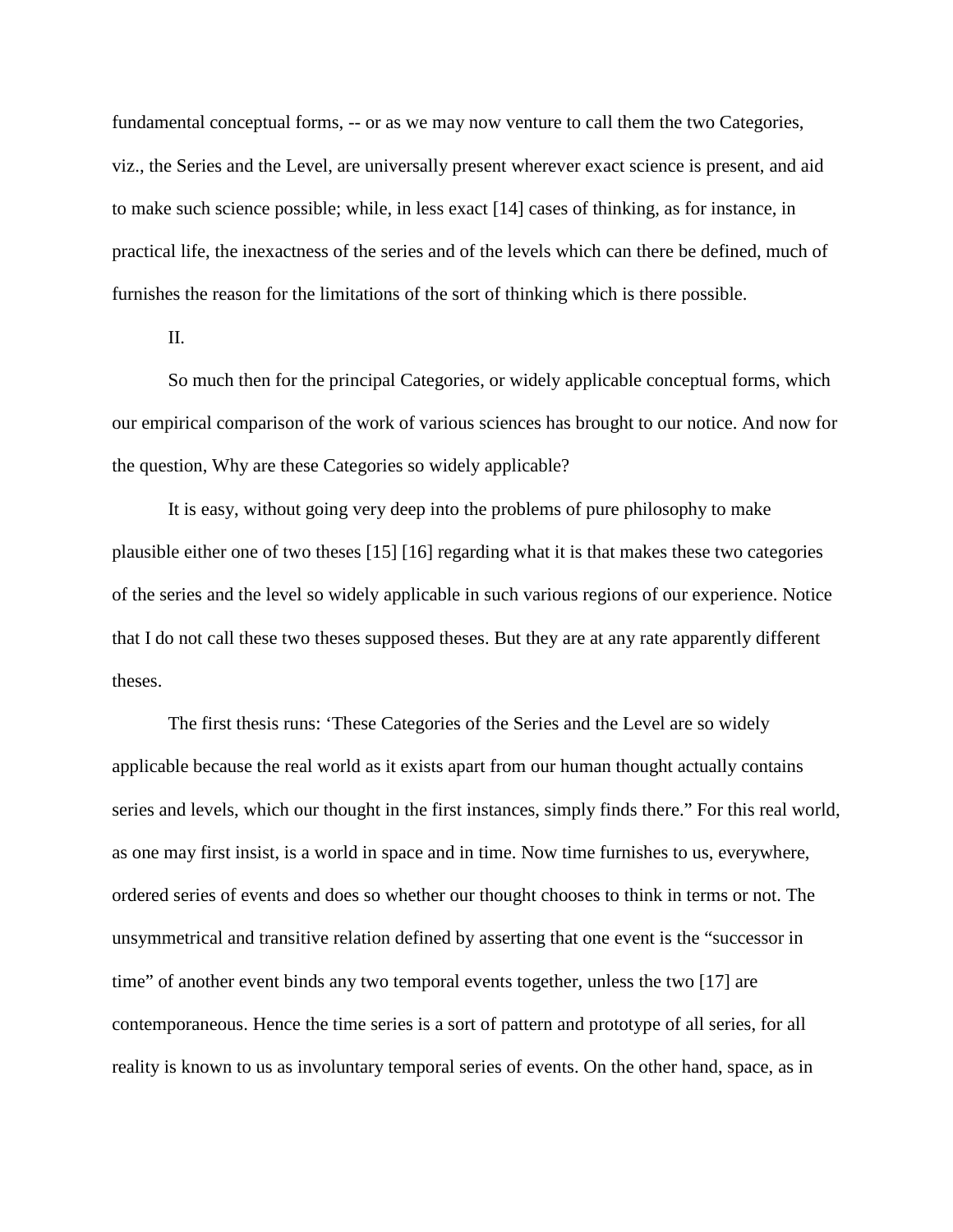fundamental conceptual forms, -- or as we may now venture to call them the two Categories, viz., the Series and the Level, are universally present wherever exact science is present, and aid to make such science possible; while, in less exact [14] cases of thinking, as for instance, in practical life, the inexactness of the series and of the levels which can there be defined, much of furnishes the reason for the limitations of the sort of thinking which is there possible.

II.

So much then for the principal Categories, or widely applicable conceptual forms, which our empirical comparison of the work of various sciences has brought to our notice. And now for the question, Why are these Categories so widely applicable?

It is easy, without going very deep into the problems of pure philosophy to make plausible either one of two theses [15] [16] regarding what it is that makes these two categories of the series and the level so widely applicable in such various regions of our experience. Notice that I do not call these two theses supposed theses. But they are at any rate apparently different theses.

The first thesis runs: 'These Categories of the Series and the Level are so widely applicable because the real world as it exists apart from our human thought actually contains series and levels, which our thought in the first instances, simply finds there." For this real world, as one may first insist, is a world in space and in time. Now time furnishes to us, everywhere, ordered series of events and does so whether our thought chooses to think in terms or not. The unsymmetrical and transitive relation defined by asserting that one event is the "successor in time" of another event binds any two temporal events together, unless the two [17] are contemporaneous. Hence the time series is a sort of pattern and prototype of all series, for all reality is known to us as involuntary temporal series of events. On the other hand, space, as in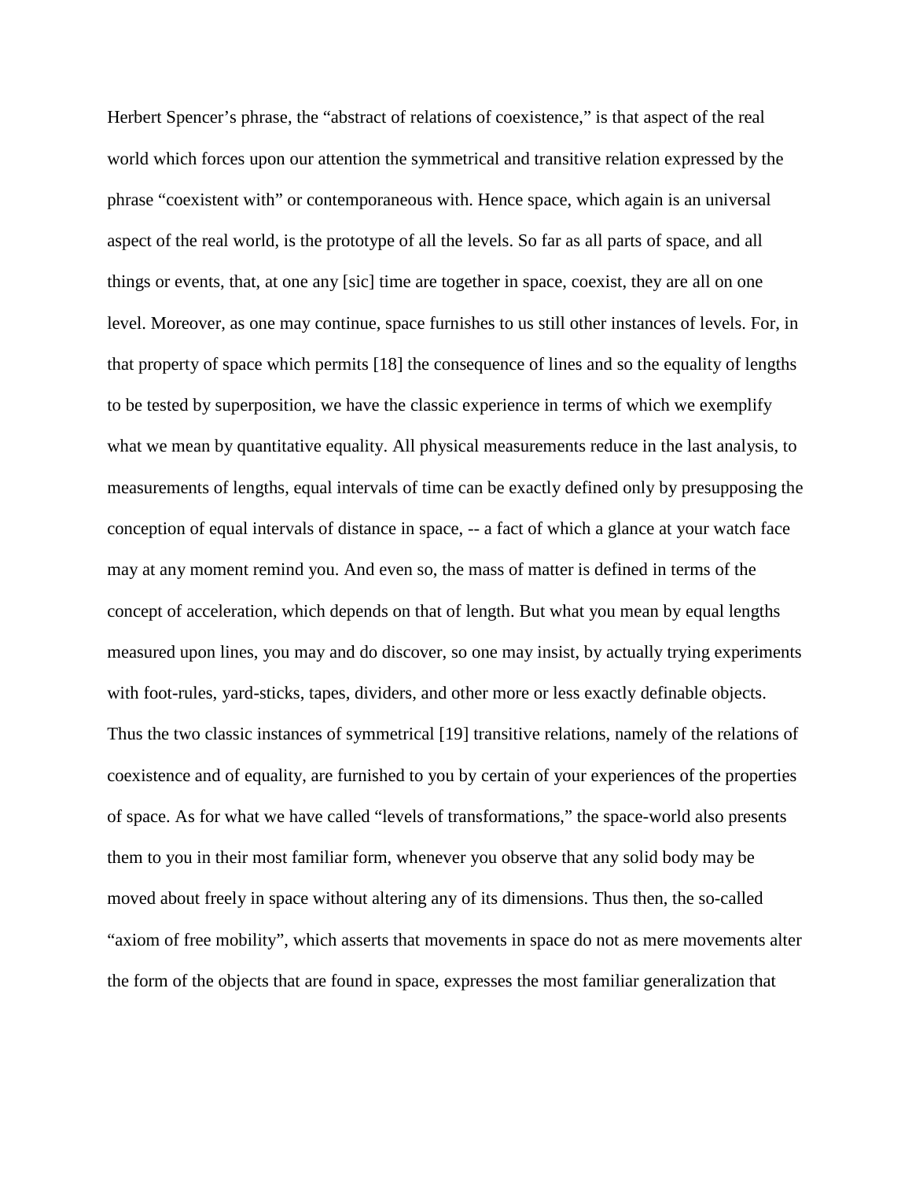Herbert Spencer's phrase, the "abstract of relations of coexistence," is that aspect of the real world which forces upon our attention the symmetrical and transitive relation expressed by the phrase "coexistent with" or contemporaneous with. Hence space, which again is an universal aspect of the real world, is the prototype of all the levels. So far as all parts of space, and all things or events, that, at one any [sic] time are together in space, coexist, they are all on one level. Moreover, as one may continue, space furnishes to us still other instances of levels. For, in that property of space which permits [18] the consequence of lines and so the equality of lengths to be tested by superposition, we have the classic experience in terms of which we exemplify what we mean by quantitative equality. All physical measurements reduce in the last analysis, to measurements of lengths, equal intervals of time can be exactly defined only by presupposing the conception of equal intervals of distance in space, -- a fact of which a glance at your watch face may at any moment remind you. And even so, the mass of matter is defined in terms of the concept of acceleration, which depends on that of length. But what you mean by equal lengths measured upon lines, you may and do discover, so one may insist, by actually trying experiments with foot-rules, yard-sticks, tapes, dividers, and other more or less exactly definable objects. Thus the two classic instances of symmetrical [19] transitive relations, namely of the relations of coexistence and of equality, are furnished to you by certain of your experiences of the properties of space. As for what we have called "levels of transformations," the space-world also presents them to you in their most familiar form, whenever you observe that any solid body may be moved about freely in space without altering any of its dimensions. Thus then, the so-called "axiom of free mobility", which asserts that movements in space do not as mere movements alter the form of the objects that are found in space, expresses the most familiar generalization that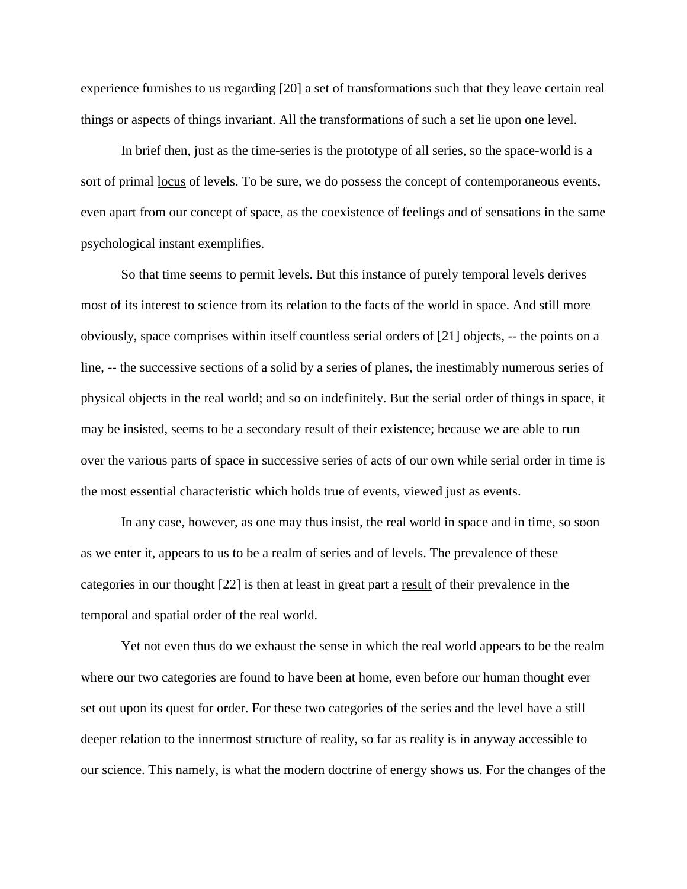experience furnishes to us regarding [20] a set of transformations such that they leave certain real things or aspects of things invariant. All the transformations of such a set lie upon one level.

In brief then, just as the time-series is the prototype of all series, so the space-world is a sort of primal locus of levels. To be sure, we do possess the concept of contemporaneous events, even apart from our concept of space, as the coexistence of feelings and of sensations in the same psychological instant exemplifies.

So that time seems to permit levels. But this instance of purely temporal levels derives most of its interest to science from its relation to the facts of the world in space. And still more obviously, space comprises within itself countless serial orders of [21] objects, -- the points on a line, -- the successive sections of a solid by a series of planes, the inestimably numerous series of physical objects in the real world; and so on indefinitely. But the serial order of things in space, it may be insisted, seems to be a secondary result of their existence; because we are able to run over the various parts of space in successive series of acts of our own while serial order in time is the most essential characteristic which holds true of events, viewed just as events.

In any case, however, as one may thus insist, the real world in space and in time, so soon as we enter it, appears to us to be a realm of series and of levels. The prevalence of these categories in our thought [22] is then at least in great part a result of their prevalence in the temporal and spatial order of the real world.

Yet not even thus do we exhaust the sense in which the real world appears to be the realm where our two categories are found to have been at home, even before our human thought ever set out upon its quest for order. For these two categories of the series and the level have a still deeper relation to the innermost structure of reality, so far as reality is in anyway accessible to our science. This namely, is what the modern doctrine of energy shows us. For the changes of the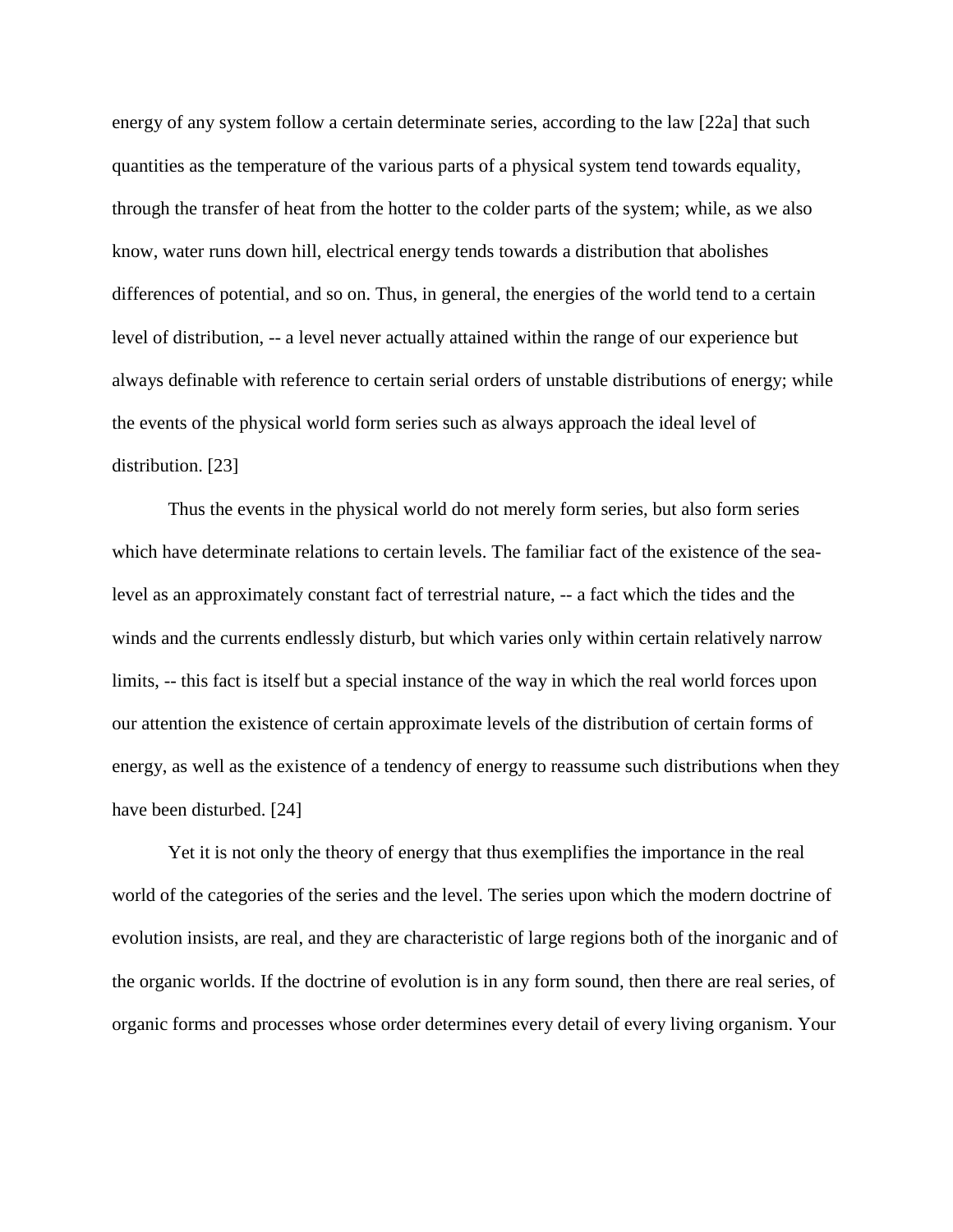energy of any system follow a certain determinate series, according to the law [22a] that such quantities as the temperature of the various parts of a physical system tend towards equality, through the transfer of heat from the hotter to the colder parts of the system; while, as we also know, water runs down hill, electrical energy tends towards a distribution that abolishes differences of potential, and so on. Thus, in general, the energies of the world tend to a certain level of distribution, -- a level never actually attained within the range of our experience but always definable with reference to certain serial orders of unstable distributions of energy; while the events of the physical world form series such as always approach the ideal level of distribution. [23]

Thus the events in the physical world do not merely form series, but also form series which have determinate relations to certain levels. The familiar fact of the existence of the sea-level as an approximately constant fact of terrestrial nature, -- a fact which the tides and the winds and the currents endlessly disturb, but which varies only within certain relatively narrow limits, -- this fact is itself but a special instance of the way in which the real world forces upon our attention the existence of certain approximate levels of the distribution of certain forms of energy, as well as the existence of a tendency of energy to reassume such distributions when they have been disturbed. [24]

Yet it is not only the theory of energy that thus exemplifies the importance in the real world of the categories of the series and the level. The series upon which the modern doctrine of evolution insists, are real, and they are characteristic of large regions both of the inorganic and of the organic worlds. If the doctrine of evolution is in any form sound, then there are real series, of organic forms and processes whose order determines every detail of every living organism. Your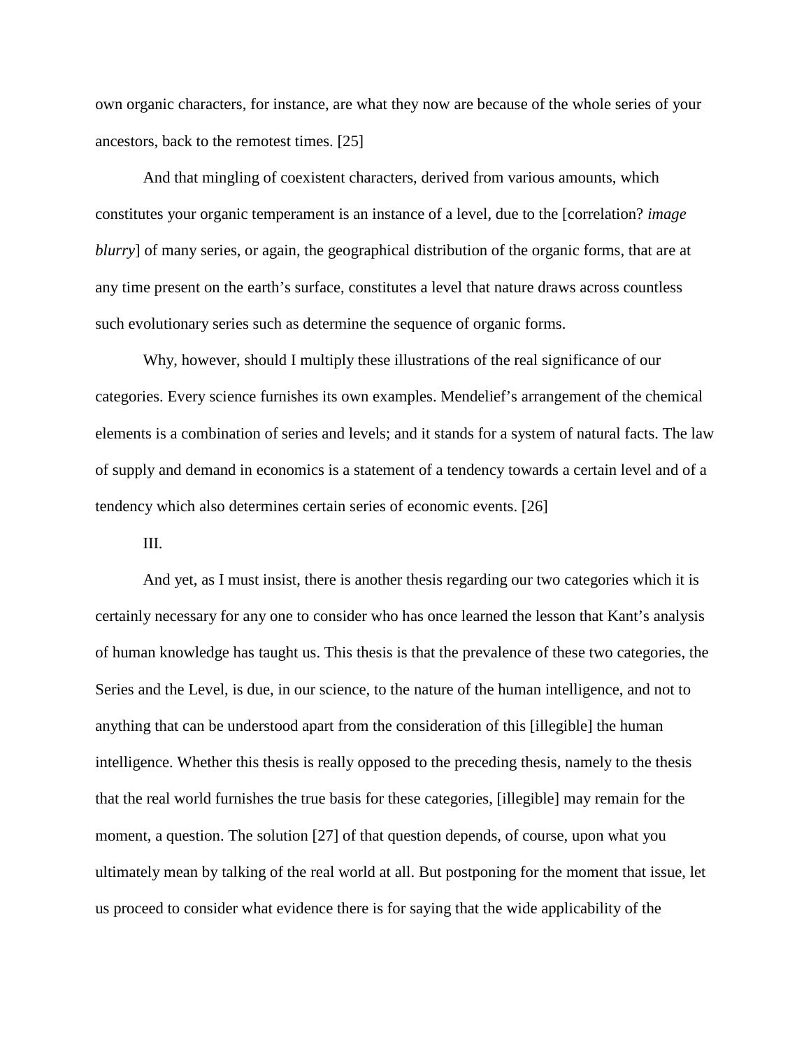own organic characters, for instance, are what they now are because of the whole series of your ancestors, back to the remotest times. [25]

And that mingling of coexistent characters, derived from various amounts, which constitutes your organic temperament is an instance of a level, due to the [correlation? *image blurry*] of many series, or again, the geographical distribution of the organic forms, that are at any time present on the earth's surface, constitutes a level that nature draws across countless such evolutionary series such as determine the sequence of organic forms.

Why, however, should I multiply these illustrations of the real significance of our categories. Every science furnishes its own examples. Mendelief's arrangement of the chemical elements is a combination of series and levels; and it stands for a system of natural facts. The law of supply and demand in economics is a statement of a tendency towards a certain level and of a tendency which also determines certain series of economic events. [26]

III.

And yet, as I must insist, there is another thesis regarding our two categories which it is certainly necessary for any one to consider who has once learned the lesson that Kant's analysis of human knowledge has taught us. This thesis is that the prevalence of these two categories, the Series and the Level, is due, in our science, to the nature of the human intelligence, and not to anything that can be understood apart from the consideration of this [illegible] the human intelligence. Whether this thesis is really opposed to the preceding thesis, namely to the thesis that the real world furnishes the true basis for these categories, [illegible] may remain for the moment, a question. The solution [27] of that question depends, of course, upon what you ultimately mean by talking of the real world at all. But postponing for the moment that issue, let us proceed to consider what evidence there is for saying that the wide applicability of the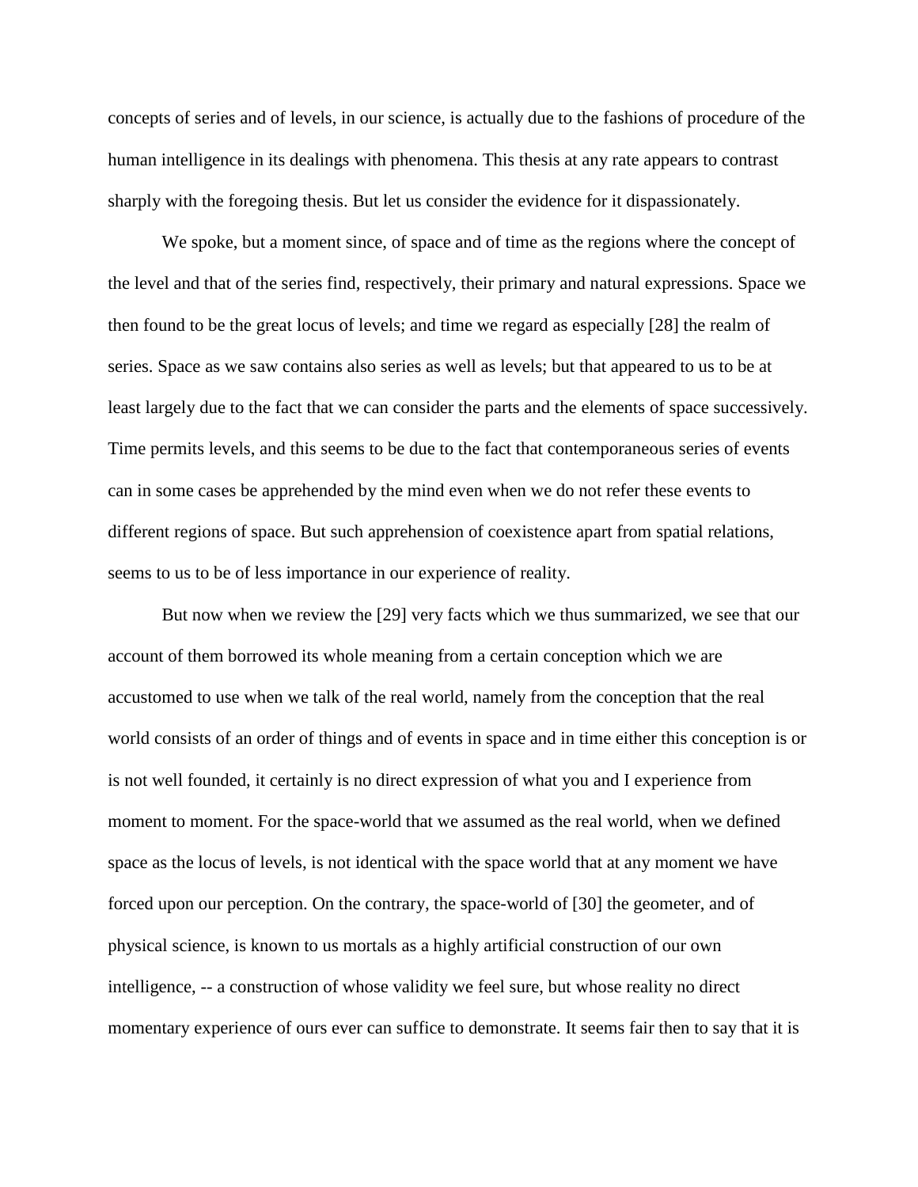concepts of series and of levels, in our science, is actually due to the fashions of procedure of the human intelligence in its dealings with phenomena. This thesis at any rate appears to contrast sharply with the foregoing thesis. But let us consider the evidence for it dispassionately.

We spoke, but a moment since, of space and of time as the regions where the concept of the level and that of the series find, respectively, their primary and natural expressions. Space we then found to be the great locus of levels; and time we regard as especially [28] the realm of series. Space as we saw contains also series as well as levels; but that appeared to us to be at least largely due to the fact that we can consider the parts and the elements of space successively. Time permits levels, and this seems to be due to the fact that contemporaneous series of events can in some cases be apprehended by the mind even when we do not refer these events to different regions of space. But such apprehension of coexistence apart from spatial relations, seems to us to be of less importance in our experience of reality.

But now when we review the [29] very facts which we thus summarized, we see that our account of them borrowed its whole meaning from a certain conception which we are accustomed to use when we talk of the real world, namely from the conception that the real world consists of an order of things and of events in space and in time either this conception is or is not well founded, it certainly is no direct expression of what you and I experience from moment to moment. For the space-world that we assumed as the real world, when we defined space as the locus of levels, is not identical with the space world that at any moment we have forced upon our perception. On the contrary, the space-world of [30] the geometer, and of physical science, is known to us mortals as a highly artificial construction of our own intelligence, -- a construction of whose validity we feel sure, but whose reality no direct momentary experience of ours ever can suffice to demonstrate. It seems fair then to say that it is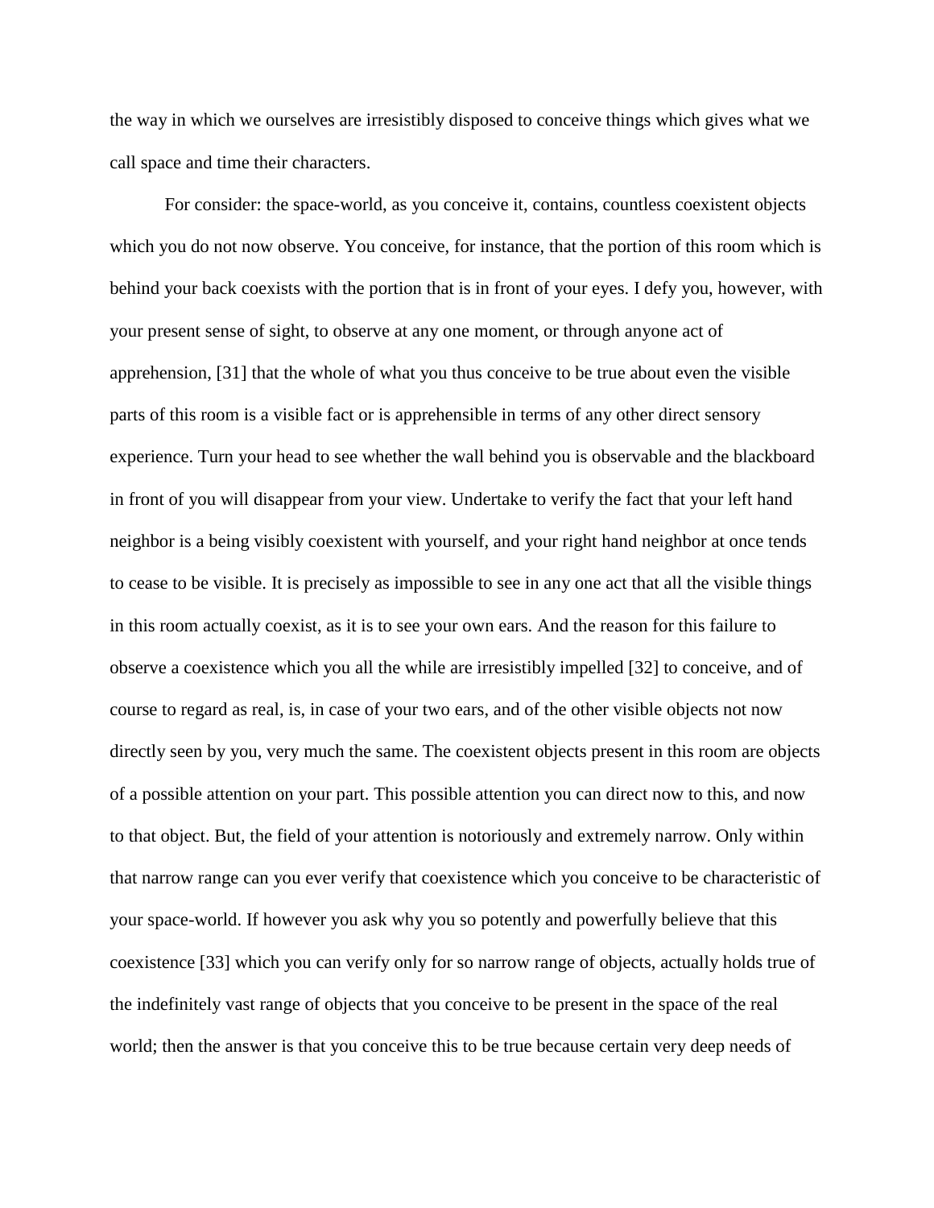the way in which we ourselves are irresistibly disposed to conceive things which gives what we call space and time their characters.

For consider: the space-world, as you conceive it, contains, countless coexistent objects which you do not now observe. You conceive, for instance, that the portion of this room which is behind your back coexists with the portion that is in front of your eyes. I defy you, however, with your present sense of sight, to observe at any one moment, or through anyone act of apprehension, [31] that the whole of what you thus conceive to be true about even the visible parts of this room is a visible fact or is apprehensible in terms of any other direct sensory experience. Turn your head to see whether the wall behind you is observable and the blackboard in front of you will disappear from your view. Undertake to verify the fact that your left hand neighbor is a being visibly coexistent with yourself, and your right hand neighbor at once tends to cease to be visible. It is precisely as impossible to see in any one act that all the visible things in this room actually coexist, as it is to see your own ears. And the reason for this failure to observe a coexistence which you all the while are irresistibly impelled [32] to conceive, and of course to regard as real, is, in case of your two ears, and of the other visible objects not now directly seen by you, very much the same. The coexistent objects present in this room are objects of a possible attention on your part. This possible attention you can direct now to this, and now to that object. But, the field of your attention is notoriously and extremely narrow. Only within that narrow range can you ever verify that coexistence which you conceive to be characteristic of your space-world. If however you ask why you so potently and powerfully believe that this coexistence [33] which you can verify only for so narrow range of objects, actually holds true of the indefinitely vast range of objects that you conceive to be present in the space of the real world; then the answer is that you conceive this to be true because certain very deep needs of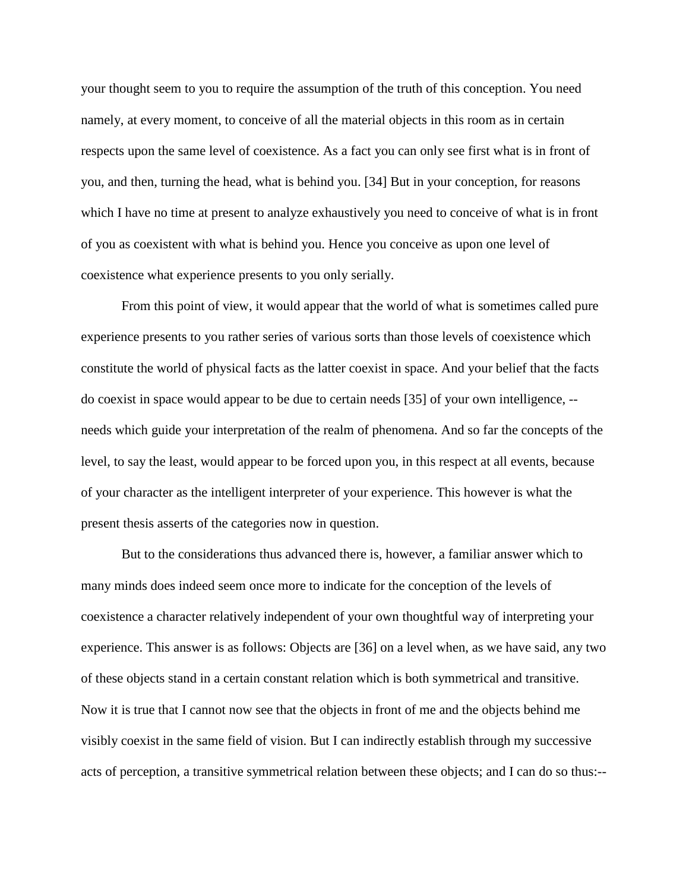your thought seem to you to require the assumption of the truth of this conception. You need namely, at every moment, to conceive of all the material objects in this room as in certain respects upon the same level of coexistence. As a fact you can only see first what is in front of you, and then, turning the head, what is behind you. [34] But in your conception, for reasons which I have no time at present to analyze exhaustively you need to conceive of what is in front of you as coexistent with what is behind you. Hence you conceive as upon one level of coexistence what experience presents to you only serially.

From this point of view, it would appear that the world of what is sometimes called pure experience presents to you rather series of various sorts than those levels of coexistence which constitute the world of physical facts as the latter coexist in space. And your belief that the facts do coexist in space would appear to be due to certain needs [35] of your own intelligence, -- needs which guide your interpretation of the realm of phenomena. And so far the concepts of the level, to say the least, would appear to be forced upon you, in this respect at all events, because of your character as the intelligent interpreter of your experience. This however is what the present thesis asserts of the categories now in question.

But to the considerations thus advanced there is, however, a familiar answer which to many minds does indeed seem once more to indicate for the conception of the levels of coexistence a character relatively independent of your own thoughtful way of interpreting your experience. This answer is as follows: Objects are [36] on a level when, as we have said, any two of these objects stand in a certain constant relation which is both symmetrical and transitive. Now it is true that I cannot now see that the objects in front of me and the objects behind me visibly coexist in the same field of vision. But I can indirectly establish through my successive acts of perception, a transitive symmetrical relation between these objects; and I can do so thus:--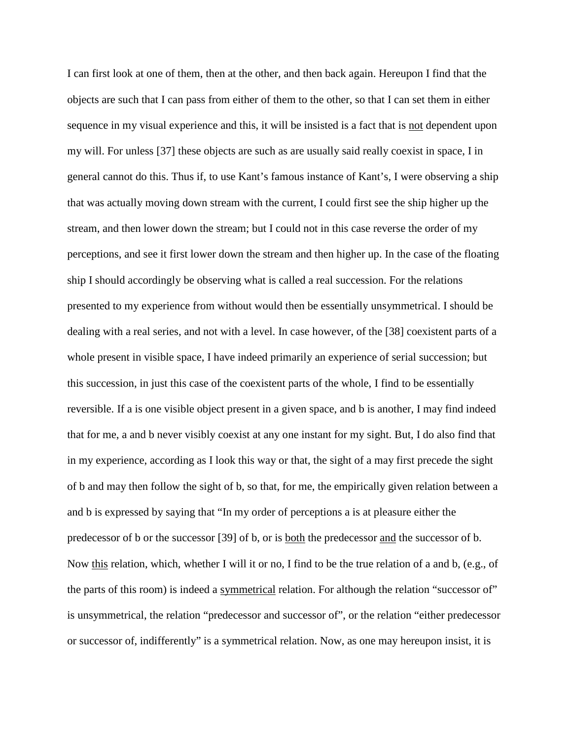I can first look at one of them, then at the other, and then back again. Hereupon I find that the objects are such that I can pass from either of them to the other, so that I can set them in either sequence in my visual experience and this, it will be insisted is a fact that is <u>not</u> dependent upon my will. For unless [37] these objects are such as are usually said really coexist in space, I in general cannot do this. Thus if, to use Kant's famous instance of Kant's, I were observing a ship that was actually moving down stream with the current, I could first see the ship higher up the stream, and then lower down the stream; but I could not in this case reverse the order of my perceptions, and see it first lower down the stream and then higher up. In the case of the floating ship I should accordingly be observing what is called a real succession. For the relations presented to my experience from without would then be essentially unsymmetrical. I should be dealing with a real series, and not with a level. In case however, of the [38] coexistent parts of a whole present in visible space, I have indeed primarily an experience of serial succession; but this succession, in just this case of the coexistent parts of the whole, I find to be essentially reversible. If a is one visible object present in a given space, and b is another, I may find indeed that for me, a and b never visibly coexist at any one instant for my sight. But, I do also find that in my experience, according as I look this way or that, the sight of a may first precede the sight of b and may then follow the sight of b, so that, for me, the empirically given relation between a and b is expressed by saying that "In my order of perceptions a is at pleasure either the predecessor of b or the successor [39] of b, or is <u>both</u> the predecessor <u>and</u> the successor of b. Now <u>this</u> relation, which, whether I will it or no, I find to be the true relation of a and b, (e.g., of the parts of this room) is indeed a <u>symmetrical</u> relation. For although the relation "successor of" is unsymmetrical, the relation "predecessor and successor of", or the relation "either predecessor or successor of, indifferently" is a symmetrical relation. Now, as one may hereupon insist, it is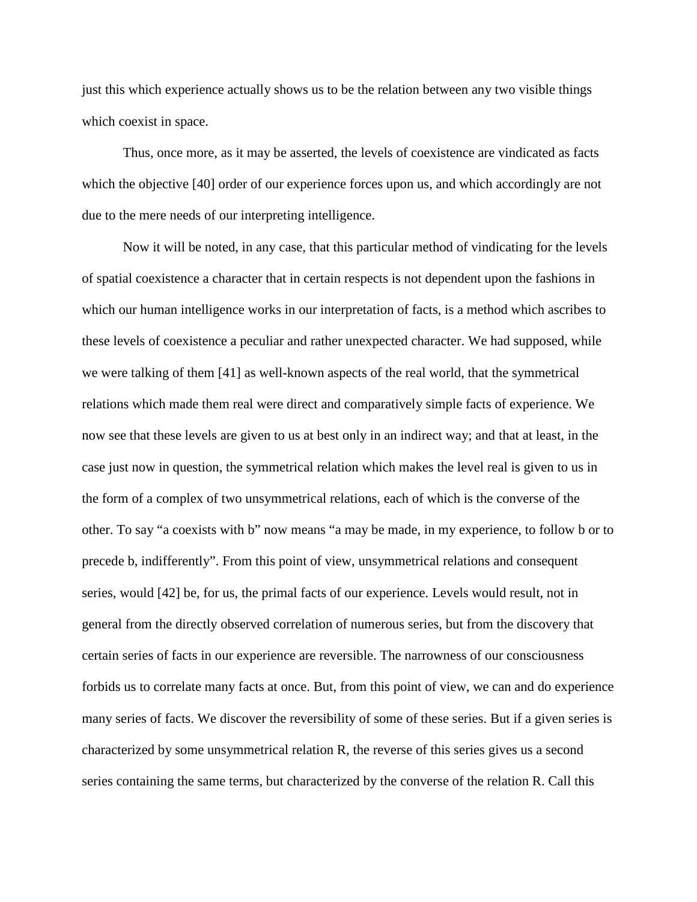just this which experience actually shows us to be the relation between any two visible things which coexist in space.

Thus, once more, as it may be asserted, the levels of coexistence are vindicated as facts which the objective [40] order of our experience forces upon us, and which accordingly are not due to the mere needs of our interpreting intelligence.

Now it will be noted, in any case, that this particular method of vindicating for the levels of spatial coexistence a character that in certain respects is not dependent upon the fashions in which our human intelligence works in our interpretation of facts, is a method which ascribes to these levels of coexistence a peculiar and rather unexpected character. We had supposed, while we were talking of them [41] as well-known aspects of the real world, that the symmetrical relations which made them real were direct and comparatively simple facts of experience. We now see that these levels are given to us at best only in an indirect way; and that at least, in the case just now in question, the symmetrical relation which makes the level real is given to us in the form of a complex of two unsymmetrical relations, each of which is the converse of the other. To say "a coexists with b" now means "a may be made, in my experience, to follow b or to precede b, indifferently". From this point of view, unsymmetrical relations and consequent series, would [42] be, for us, the primal facts of our experience. Levels would result, not in general from the directly observed correlation of numerous series, but from the discovery that certain series of facts in our experience are reversible. The narrowness of our consciousness forbids us to correlate many facts at once. But, from this point of view, we can and do experience many series of facts. We discover the reversibility of some of these series. But if a given series is characterized by some unsymmetrical relation R, the reverse of this series gives us a second series containing the same terms, but characterized by the converse of the relation R. Call this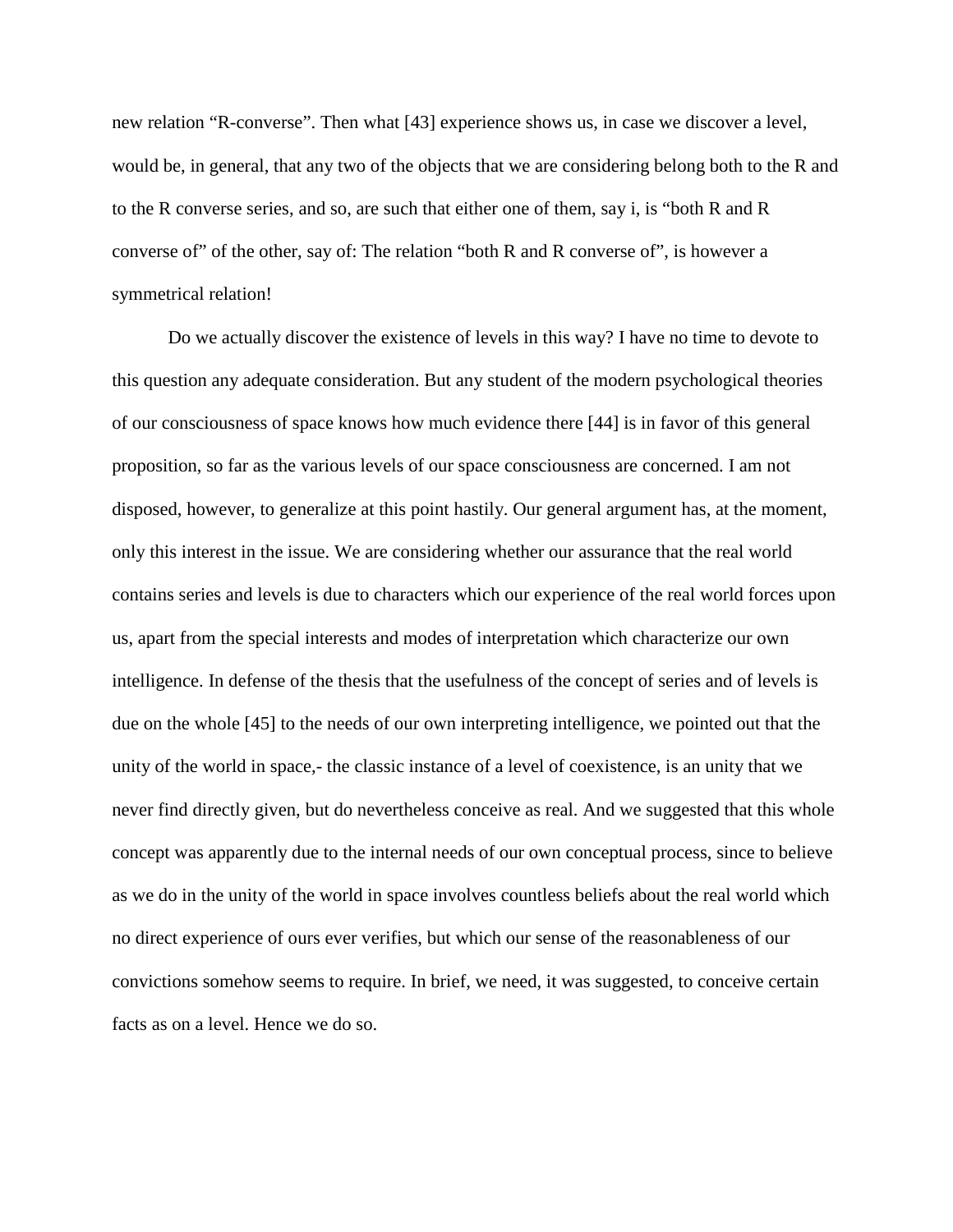new relation "R-converse". Then what [43] experience shows us, in case we discover a level, would be, in general, that any two of the objects that we are considering belong both to the R and to the R converse series, and so, are such that either one of them, say i, is "both R and R converse of" of the other, say of: The relation "both R and R converse of", is however a symmetrical relation!

Do we actually discover the existence of levels in this way? I have no time to devote to this question any adequate consideration. But any student of the modern psychological theories of our consciousness of space knows how much evidence there [44] is in favor of this general proposition, so far as the various levels of our space consciousness are concerned. I am not disposed, however, to generalize at this point hastily. Our general argument has, at the moment, only this interest in the issue. We are considering whether our assurance that the real world contains series and levels is due to characters which our experience of the real world forces upon us, apart from the special interests and modes of interpretation which characterize our own intelligence. In defense of the thesis that the usefulness of the concept of series and of levels is due on the whole [45] to the needs of our own interpreting intelligence, we pointed out that the unity of the world in space,- the classic instance of a level of coexistence, is an unity that we never find directly given, but do nevertheless conceive as real. And we suggested that this whole concept was apparently due to the internal needs of our own conceptual process, since to believe as we do in the unity of the world in space involves countless beliefs about the real world which no direct experience of ours ever verifies, but which our sense of the reasonableness of our convictions somehow seems to require. In brief, we need, it was suggested, to conceive certain facts as on a level. Hence we do so.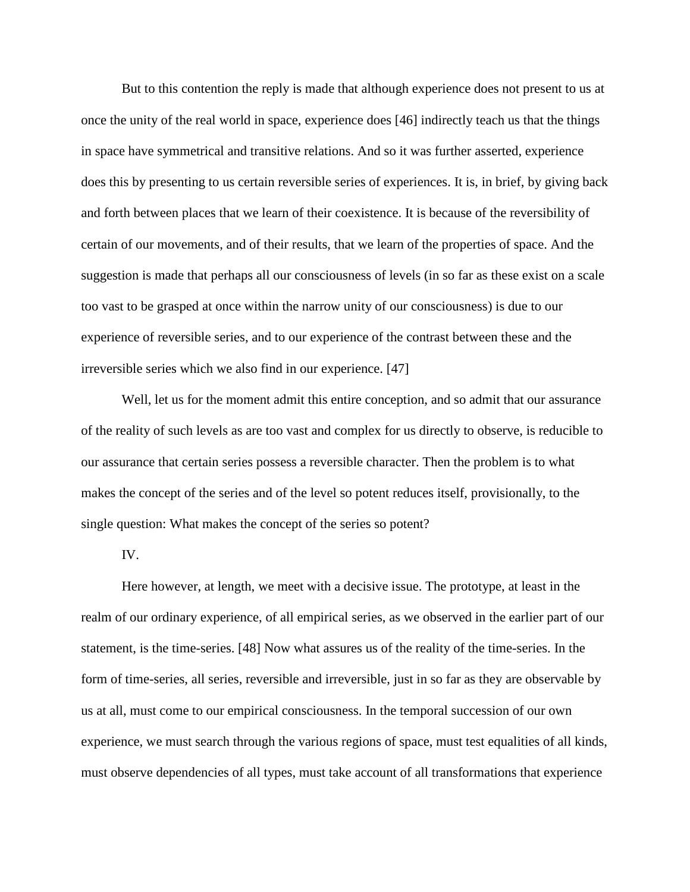But to this contention the reply is made that although experience does not present to us at once the unity of the real world in space, experience does [46] indirectly teach us that the things in space have symmetrical and transitive relations. And so it was further asserted, experience does this by presenting to us certain reversible series of experiences. It is, in brief, by giving back and forth between places that we learn of their coexistence. It is because of the reversibility of certain of our movements, and of their results, that we learn of the properties of space. And the suggestion is made that perhaps all our consciousness of levels (in so far as these exist on a scale too vast to be grasped at once within the narrow unity of our consciousness) is due to our experience of reversible series, and to our experience of the contrast between these and the irreversible series which we also find in our experience. [47]

Well, let us for the moment admit this entire conception, and so admit that our assurance of the reality of such levels as are too vast and complex for us directly to observe, is reducible to our assurance that certain series possess a reversible character. Then the problem is to what makes the concept of the series and of the level so potent reduces itself, provisionally, to the single question: What makes the concept of the series so potent?

IV.

Here however, at length, we meet with a decisive issue. The prototype, at least in the realm of our ordinary experience, of all empirical series, as we observed in the earlier part of our statement, is the time-series. [48] Now what assures us of the reality of the time-series. In the form of time-series, all series, reversible and irreversible, just in so far as they are observable by us at all, must come to our empirical consciousness. In the temporal succession of our own experience, we must search through the various regions of space, must test equalities of all kinds, must observe dependencies of all types, must take account of all transformations that experience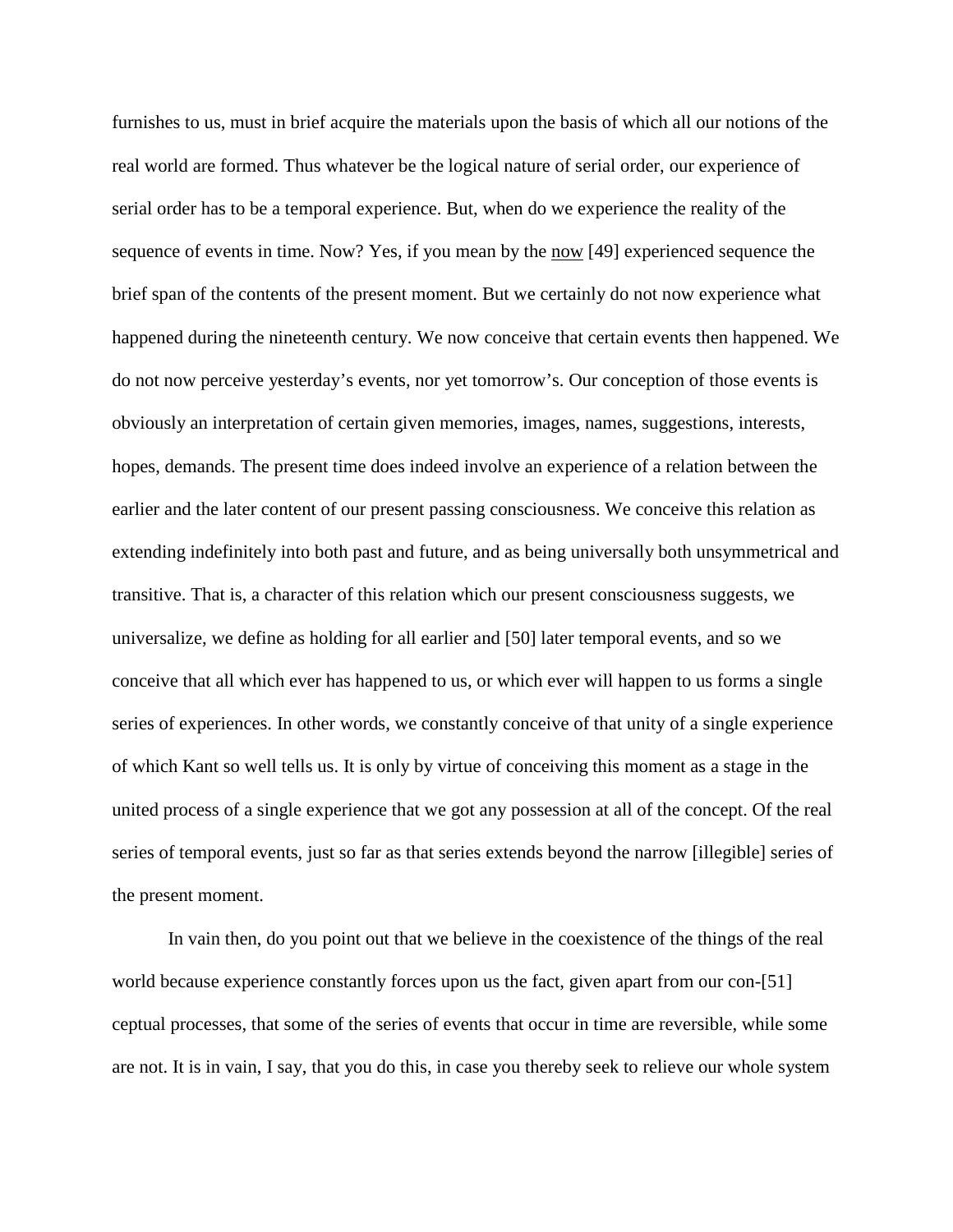furnishes to us, must in brief acquire the materials upon the basis of which all our notions of the real world are formed. Thus whatever be the logical nature of serial order, our experience of serial order has to be a temporal experience. But, when do we experience the reality of the sequence of events in time. Now? Yes, if you mean by the <u>now</u> [49] experienced sequence the brief span of the contents of the present moment. But we certainly do not now experience what happened during the nineteenth century. We now conceive that certain events then happened. We do not now perceive yesterday's events, nor yet tomorrow's. Our conception of those events is obviously an interpretation of certain given memories, images, names, suggestions, interests, hopes, demands. The present time does indeed involve an experience of a relation between the earlier and the later content of our present passing consciousness. We conceive this relation as extending indefinitely into both past and future, and as being universally both unsymmetrical and transitive. That is, a character of this relation which our present consciousness suggests, we universalize, we define as holding for all earlier and [50] later temporal events, and so we conceive that all which ever has happened to us, or which ever will happen to us forms a single series of experiences. In other words, we constantly conceive of that unity of a single experience of which Kant so well tells us. It is only by virtue of conceiving this moment as a stage in the united process of a single experience that we got any possession at all of the concept. Of the real series of temporal events, just so far as that series extends beyond the narrow [illegible] series of the present moment.

In vain then, do you point out that we believe in the coexistence of the things of the real world because experience constantly forces upon us the fact, given apart from our con-[51] ceptual processes, that some of the series of events that occur in time are reversible, while some are not. It is in vain, I say, that you do this, in case you thereby seek to relieve our whole system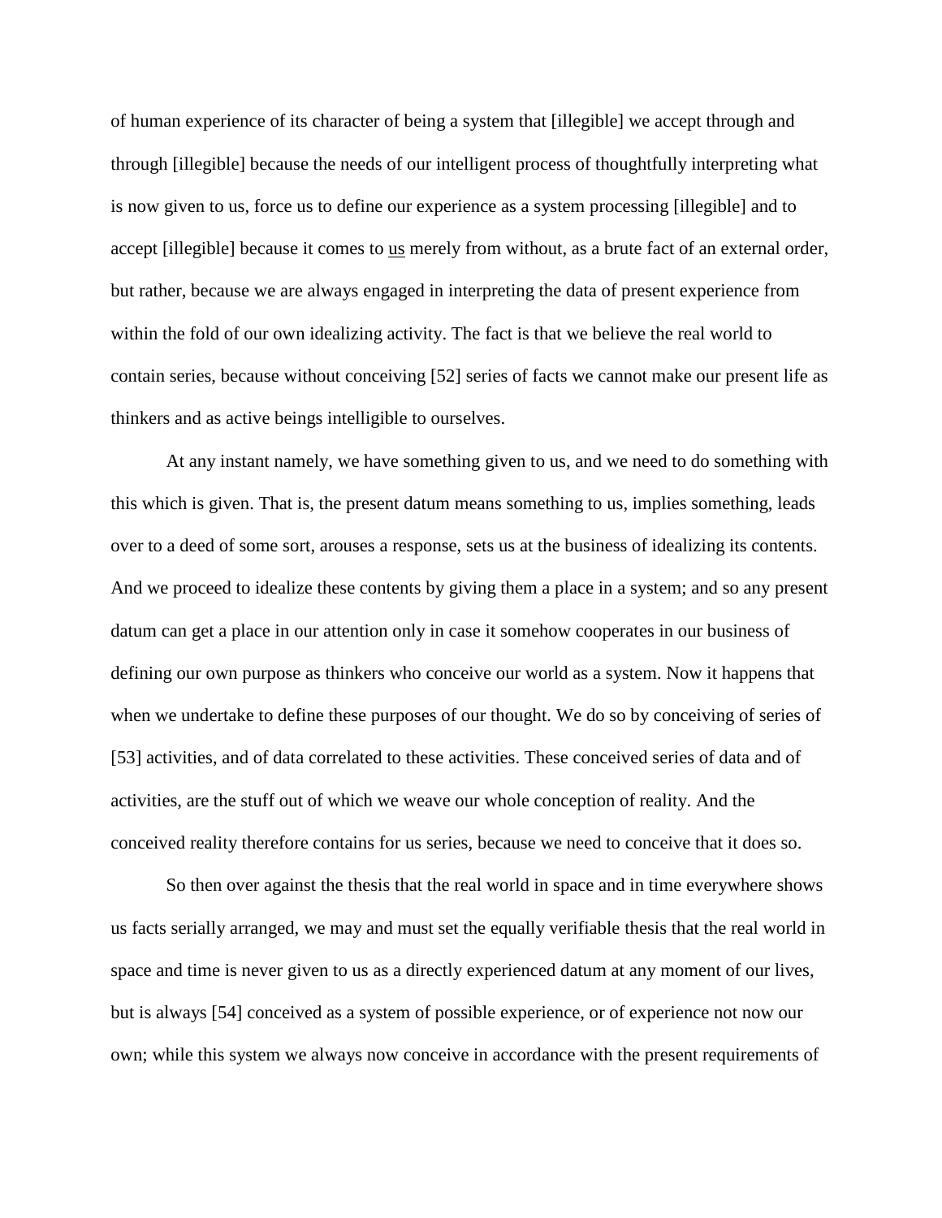of human experience of its character of being a system that [illegible] we accept through and through [illegible] because the needs of our intelligent process of thoughtfully interpreting what is now given to us, force us to define our experience as a system processing [illegible] and to accept [illegible] because it comes to <u>us</u> merely from without, as a brute fact of an external order, but rather, because we are always engaged in interpreting the data of present experience from within the fold of our own idealizing activity. The fact is that we believe the real world to contain series, because without conceiving [52] series of facts we cannot make our present life as thinkers and as active beings intelligible to ourselves.

At any instant namely, we have something given to us, and we need to do something with this which is given. That is, the present datum means something to us, implies something, leads over to a deed of some sort, arouses a response, sets us at the business of idealizing its contents. And we proceed to idealize these contents by giving them a place in a system; and so any present datum can get a place in our attention only in case it somehow cooperates in our business of defining our own purpose as thinkers who conceive our world as a system. Now it happens that when we undertake to define these purposes of our thought. We do so by conceiving of series of [53] activities, and of data correlated to these activities. These conceived series of data and of activities, are the stuff out of which we weave our whole conception of reality. And the conceived reality therefore contains for us series, because we need to conceive that it does so.

So then over against the thesis that the real world in space and in time everywhere shows us facts serially arranged, we may and must set the equally verifiable thesis that the real world in space and time is never given to us as a directly experienced datum at any moment of our lives, but is always [54] conceived as a system of possible experience, or of experience not now our own; while this system we always now conceive in accordance with the present requirements of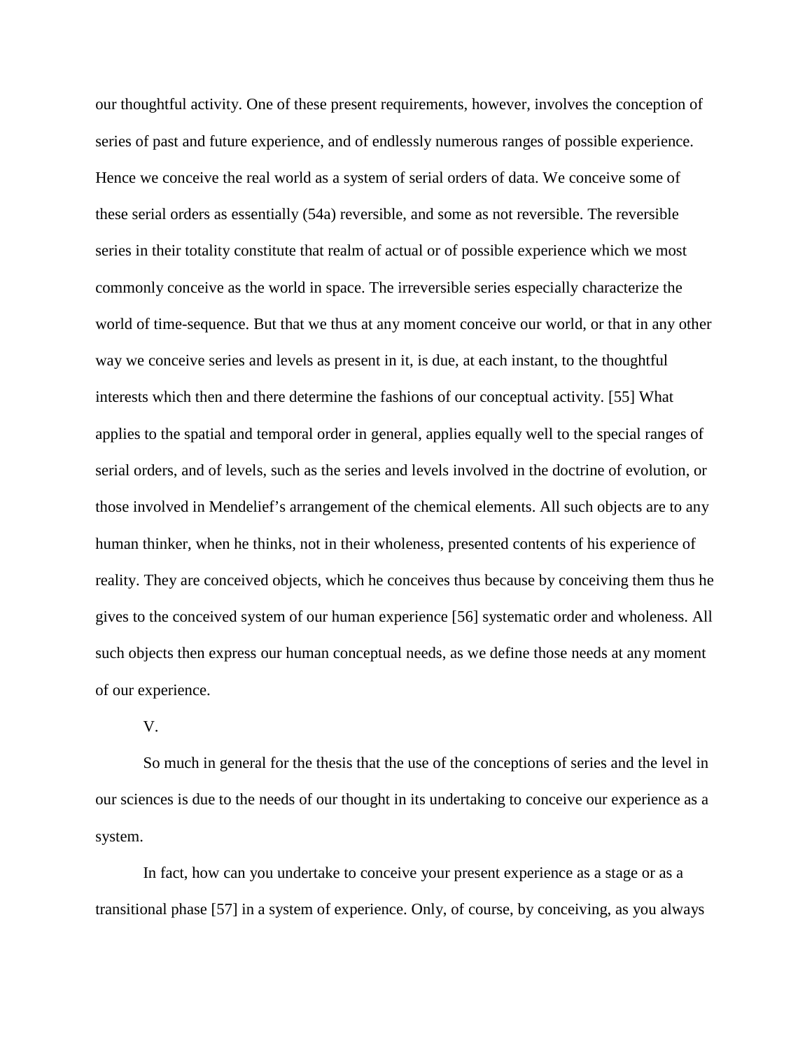our thoughtful activity. One of these present requirements, however, involves the conception of series of past and future experience, and of endlessly numerous ranges of possible experience. Hence we conceive the real world as a system of serial orders of data. We conceive some of these serial orders as essentially (54a) reversible, and some as not reversible. The reversible series in their totality constitute that realm of actual or of possible experience which we most commonly conceive as the world in space. The irreversible series especially characterize the world of time-sequence. But that we thus at any moment conceive our world, or that in any other way we conceive series and levels as present in it, is due, at each instant, to the thoughtful interests which then and there determine the fashions of our conceptual activity. [55] What applies to the spatial and temporal order in general, applies equally well to the special ranges of serial orders, and of levels, such as the series and levels involved in the doctrine of evolution, or those involved in Mendelief's arrangement of the chemical elements. All such objects are to any human thinker, when he thinks, not in their wholeness, presented contents of his experience of reality. They are conceived objects, which he conceives thus because by conceiving them thus he gives to the conceived system of our human experience [56] systematic order and wholeness. All such objects then express our human conceptual needs, as we define those needs at any moment of our experience.

V.

So much in general for the thesis that the use of the conceptions of series and the level in our sciences is due to the needs of our thought in its undertaking to conceive our experience as a system.

In fact, how can you undertake to conceive your present experience as a stage or as a transitional phase [57] in a system of experience. Only, of course, by conceiving, as you always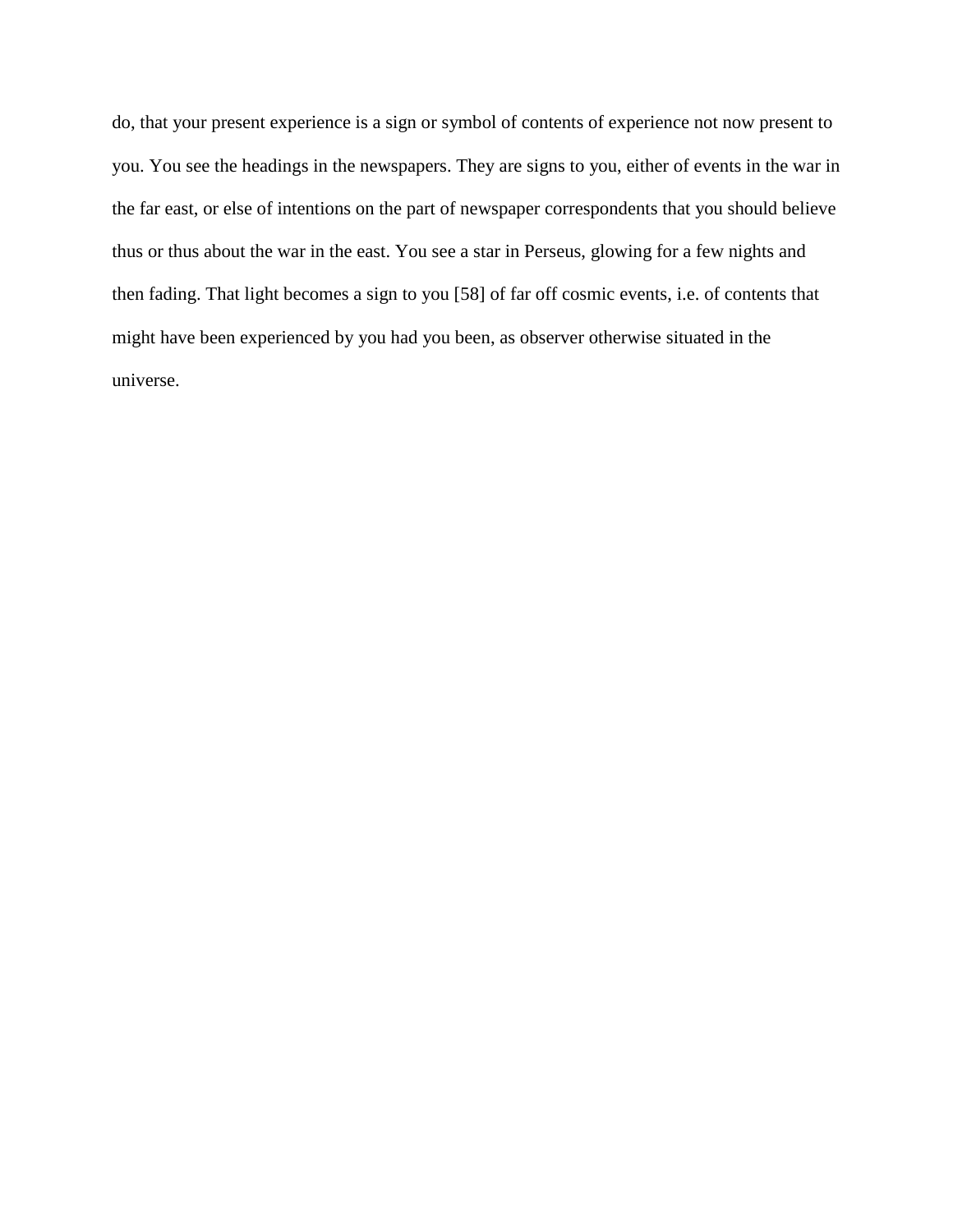do, that your present experience is a sign or symbol of contents of experience not now present to you. You see the headings in the newspapers. They are signs to you, either of events in the war in the far east, or else of intentions on the part of newspaper correspondents that you should believe thus or thus about the war in the east. You see a star in Perseus, glowing for a few nights and then fading. That light becomes a sign to you [58] of far off cosmic events, i.e. of contents that might have been experienced by you had you been, as observer otherwise situated in the universe.